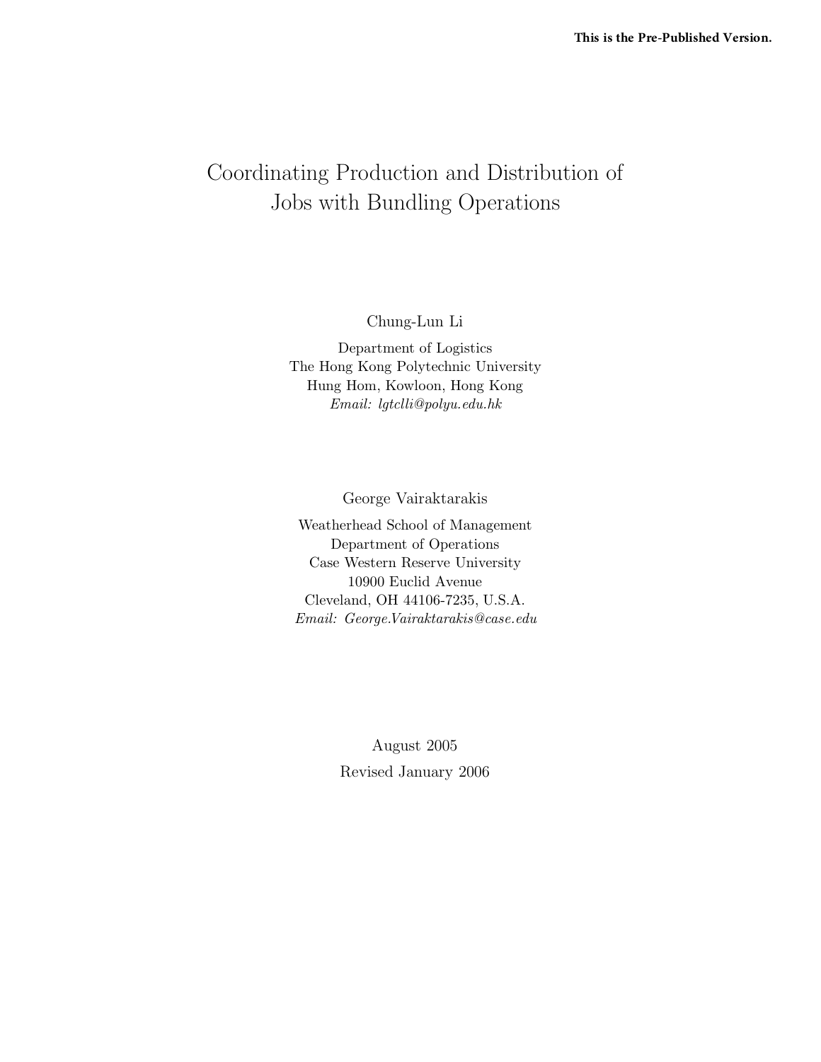This is the Pre-Published Version.

# Coordinating Production and Distribution of Jobs with Bundling Operations

Chung-Lun Li

Department of Logistics
The Hong Kong Polytechnic University
Hung Hom, Kowloon, Hong Kong
*Email: lgtclli@polyu.edu.hk*

George Vairaktarakis

Weatherhead School of Management
Department of Operations
Case Western Reserve University
10900 Euclid Avenue
Cleveland, OH 44106-7235, U.S.A.
*Email: George.Vairaktarakis@case.edu*

August 2005

Revised January 2006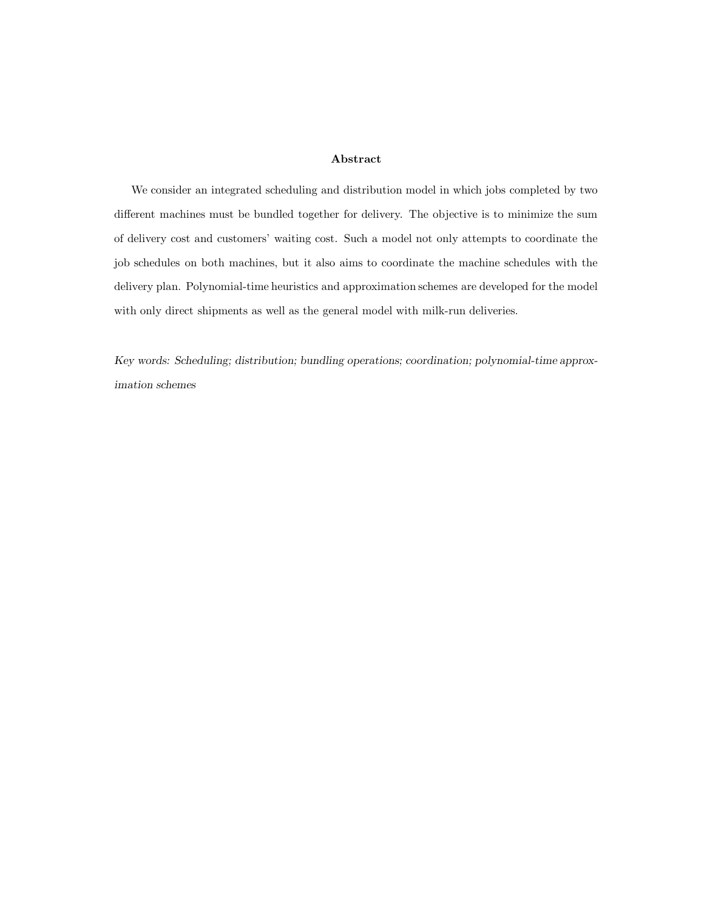## Abstract

We consider an integrated scheduling and distribution model in which jobs completed by two different machines must be bundled together for delivery. The objective is to minimize the sum of delivery cost and customers' waiting cost. Such a model not only attempts to coordinate the job schedules on both machines, but it also aims to coordinate the machine schedules with the delivery plan. Polynomial-time heuristics and approximation schemes are developed for the model with only direct shipments as well as the general model with milk-run deliveries.

*Key words: Scheduling; distribution; bundling operations; coordination; polynomial-time approximation schemes*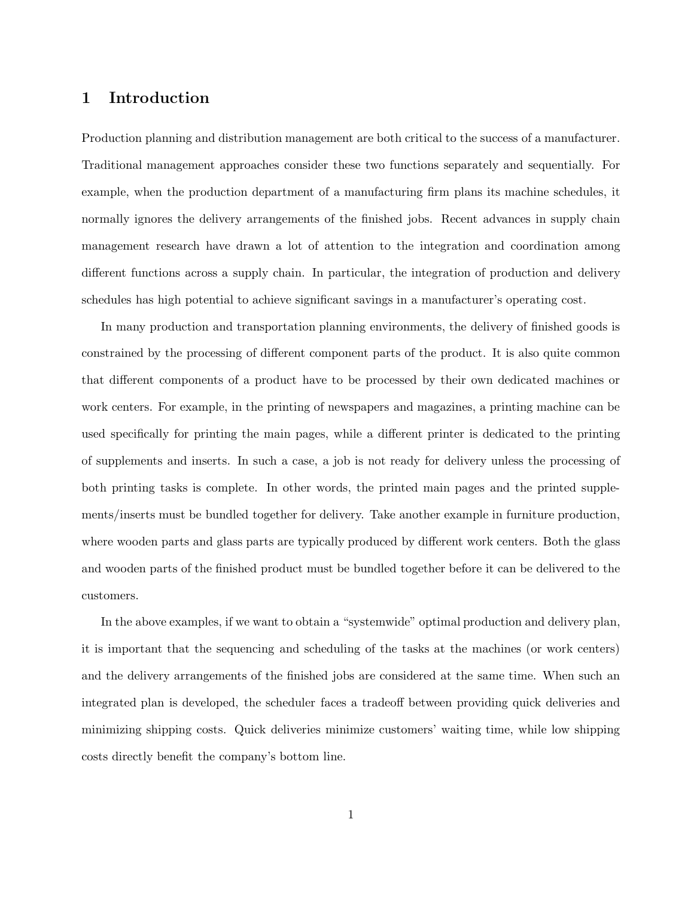# 1 Introduction

Production planning and distribution management are both critical to the success of a manufacturer. Traditional management approaches consider these two functions separately and sequentially. For example, when the production department of a manufacturing firm plans its machine schedules, it normally ignores the delivery arrangements of the finished jobs. Recent advances in supply chain management research have drawn a lot of attention to the integration and coordination among different functions across a supply chain. In particular, the integration of production and delivery schedules has high potential to achieve significant savings in a manufacturer's operating cost.

In many production and transportation planning environments, the delivery of finished goods is constrained by the processing of different component parts of the product. It is also quite common that different components of a product have to be processed by their own dedicated machines or work centers. For example, in the printing of newspapers and magazines, a printing machine can be used specifically for printing the main pages, while a different printer is dedicated to the printing of supplements and inserts. In such a case, a job is not ready for delivery unless the processing of both printing tasks is complete. In other words, the printed main pages and the printed supplements/inserts must be bundled together for delivery. Take another example in furniture production, where wooden parts and glass parts are typically produced by different work centers. Both the glass and wooden parts of the finished product must be bundled together before it can be delivered to the customers.

In the above examples, if we want to obtain a "systemwide" optimal production and delivery plan, it is important that the sequencing and scheduling of the tasks at the machines (or work centers) and the delivery arrangements of the finished jobs are considered at the same time. When such an integrated plan is developed, the scheduler faces a tradeoff between providing quick deliveries and minimizing shipping costs. Quick deliveries minimize customers' waiting time, while low shipping costs directly benefit the company's bottom line.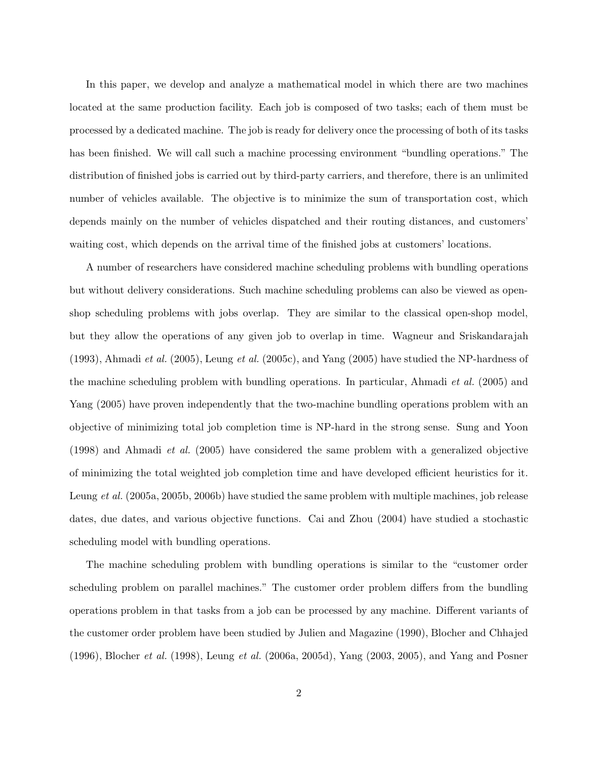In this paper, we develop and analyze a mathematical model in which there are two machines located at the same production facility. Each job is composed of two tasks; each of them must be processed by a dedicated machine. The job is ready for delivery once the processing of both of its tasks has been finished. We will call such a machine processing environment "bundling operations." The distribution of finished jobs is carried out by third-party carriers, and therefore, there is an unlimited number of vehicles available. The objective is to minimize the sum of transportation cost, which depends mainly on the number of vehicles dispatched and their routing distances, and customers' waiting cost, which depends on the arrival time of the finished jobs at customers' locations.

A number of researchers have considered machine scheduling problems with bundling operations but without delivery considerations. Such machine scheduling problems can also be viewed as open-shop scheduling problems with jobs overlap. They are similar to the classical open-shop model, but they allow the operations of any given job to overlap in time. Wagneur and Sriskandarajah (1993), Ahmadi *et al.* (2005), Leung *et al.* (2005c), and Yang (2005) have studied the NP-hardness of the machine scheduling problem with bundling operations. In particular, Ahmadi *et al.* (2005) and Yang (2005) have proven independently that the two-machine bundling operations problem with an objective of minimizing total job completion time is NP-hard in the strong sense. Sung and Yoon (1998) and Ahmadi *et al.* (2005) have considered the same problem with a generalized objective of minimizing the total weighted job completion time and have developed efficient heuristics for it. Leung *et al.* (2005a, 2005b, 2006b) have studied the same problem with multiple machines, job release dates, due dates, and various objective functions. Cai and Zhou (2004) have studied a stochastic scheduling model with bundling operations.

The machine scheduling problem with bundling operations is similar to the "customer order scheduling problem on parallel machines." The customer order problem differs from the bundling operations problem in that tasks from a job can be processed by any machine. Different variants of the customer order problem have been studied by Julien and Magazine (1990), Blocher and Chhajed (1996), Blocher *et al.* (1998), Leung *et al.* (2006a, 2005d), Yang (2003, 2005), and Yang and Posner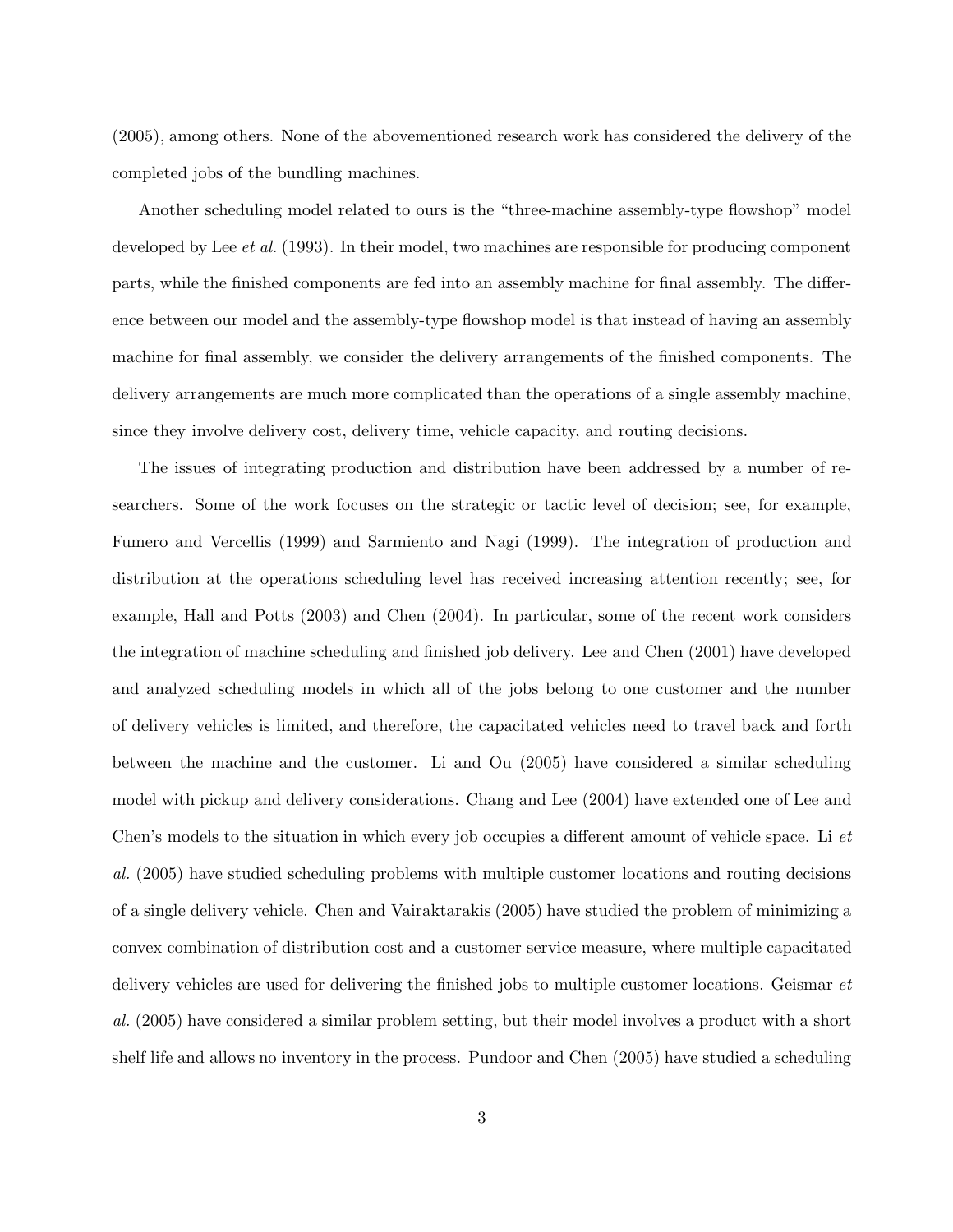(2005), among others. None of the abovementioned research work has considered the delivery of the completed jobs of the bundling machines.

Another scheduling model related to ours is the "three-machine assembly-type flowshop" model developed by Lee *et al.* (1993). In their model, two machines are responsible for producing component parts, while the finished components are fed into an assembly machine for final assembly. The difference between our model and the assembly-type flowshop model is that instead of having an assembly machine for final assembly, we consider the delivery arrangements of the finished components. The delivery arrangements are much more complicated than the operations of a single assembly machine, since they involve delivery cost, delivery time, vehicle capacity, and routing decisions.

The issues of integrating production and distribution have been addressed by a number of researchers. Some of the work focuses on the strategic or tactic level of decision; see, for example, Fumero and Vercellis (1999) and Sarmiento and Nagi (1999). The integration of production and distribution at the operations scheduling level has received increasing attention recently; see, for example, Hall and Potts (2003) and Chen (2004). In particular, some of the recent work considers the integration of machine scheduling and finished job delivery. Lee and Chen (2001) have developed and analyzed scheduling models in which all of the jobs belong to one customer and the number of delivery vehicles is limited, and therefore, the capacitated vehicles need to travel back and forth between the machine and the customer. Li and Ou (2005) have considered a similar scheduling model with pickup and delivery considerations. Chang and Lee (2004) have extended one of Lee and Chen's models to the situation in which every job occupies a different amount of vehicle space. Li *et al.* (2005) have studied scheduling problems with multiple customer locations and routing decisions of a single delivery vehicle. Chen and Vairaktarakis (2005) have studied the problem of minimizing a convex combination of distribution cost and a customer service measure, where multiple capacitated delivery vehicles are used for delivering the finished jobs to multiple customer locations. Geismar *et al.* (2005) have considered a similar problem setting, but their model involves a product with a short shelf life and allows no inventory in the process. Pundoor and Chen (2005) have studied a scheduling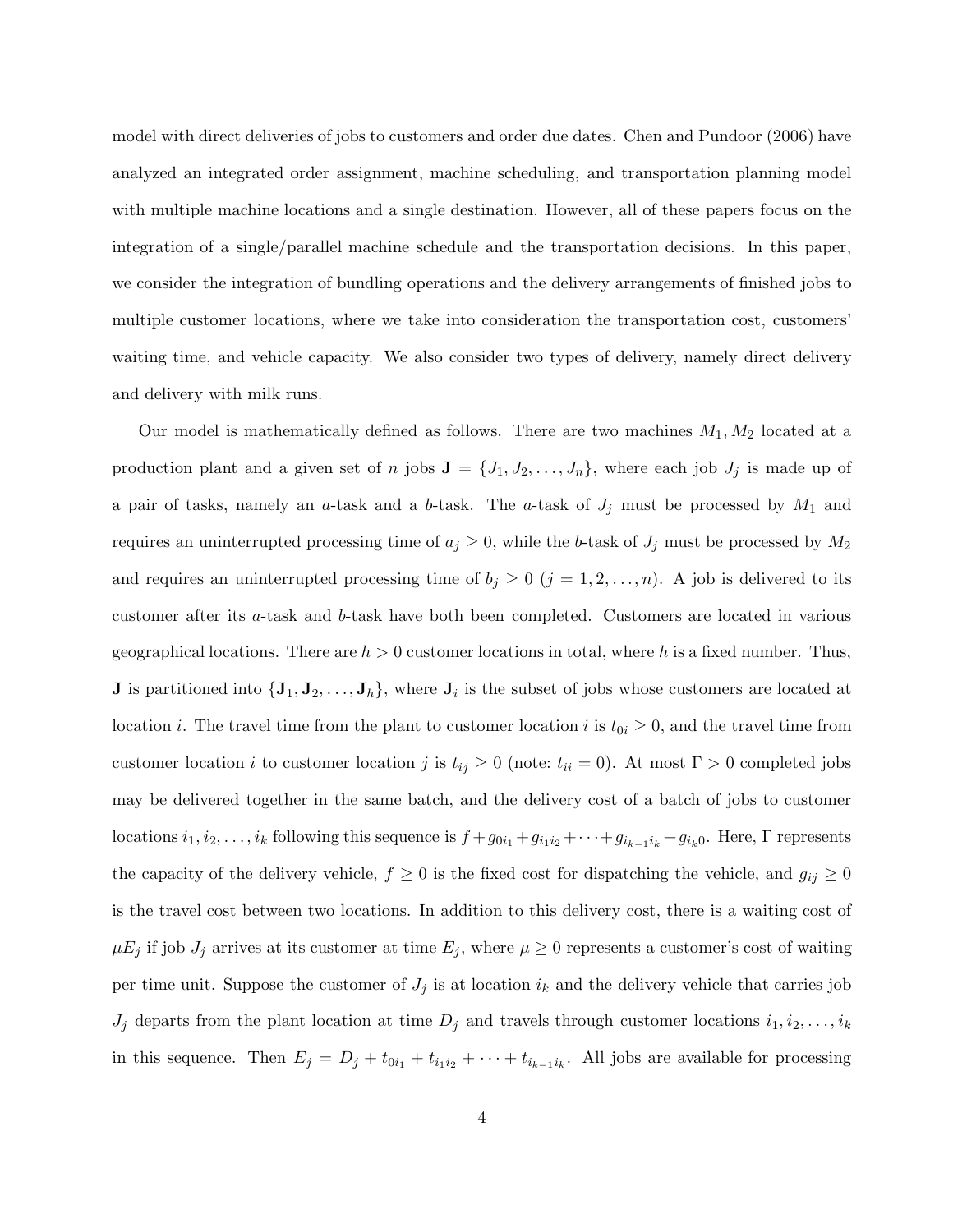model with direct deliveries of jobs to customers and order due dates. Chen and Pundoor (2006) have analyzed an integrated order assignment, machine scheduling, and transportation planning model with multiple machine locations and a single destination. However, all of these papers focus on the integration of a single/parallel machine schedule and the transportation decisions. In this paper, we consider the integration of bundling operations and the delivery arrangements of finished jobs to multiple customer locations, where we take into consideration the transportation cost, customers' waiting time, and vehicle capacity. We also consider two types of delivery, namely direct delivery and delivery with milk runs.

Our model is mathematically defined as follows. There are two machines $M_1, M_2$ located at a production plant and a given set of $n$ jobs $\mathbf{J} = \{J_1, J_2, \ldots, J_n\}$, where each job $J_j$ is made up of a pair of tasks, namely an $a$-task and a $b$-task. The $a$-task of $J_j$ must be processed by $M_1$ and requires an uninterrupted processing time of $a_j \geq 0$, while the $b$-task of $J_j$ must be processed by $M_2$ and requires an uninterrupted processing time of $b_j \geq 0$ ($j = 1, 2, \ldots, n$). A job is delivered to its customer after its $a$-task and $b$-task have both been completed. Customers are located in various geographical locations. There are $h > 0$ customer locations in total, where $h$ is a fixed number. Thus, $\mathbf{J}$ is partitioned into $\{\mathbf{J}_1, \mathbf{J}_2, \ldots, \mathbf{J}_h\}$, where $\mathbf{J}_i$ is the subset of jobs whose customers are located at location $i$. The travel time from the plant to customer location $i$ is $t_{0i} \geq 0$, and the travel time from customer location $i$ to customer location $j$ is $t_{ij} \geq 0$ (note: $t_{ii} = 0$). At most $\Gamma > 0$ completed jobs may be delivered together in the same batch, and the delivery cost of a batch of jobs to customer locations $i_1, i_2, \ldots, i_k$ following this sequence is $f + g_{0i_1} + g_{i_1 i_2} + \cdots + g_{i_{k-1} i_k} + g_{i_k 0}$. Here, $\Gamma$ represents the capacity of the delivery vehicle, $f \geq 0$ is the fixed cost for dispatching the vehicle, and $g_{ij} \geq 0$ is the travel cost between two locations. In addition to this delivery cost, there is a waiting cost of $\mu E_j$ if job $J_j$ arrives at its customer at time $E_j$, where $\mu \geq 0$ represents a customer's cost of waiting per time unit. Suppose the customer of $J_j$ is at location $i_k$ and the delivery vehicle that carries job $J_j$ departs from the plant location at time $D_j$ and travels through customer locations $i_1, i_2, \ldots, i_k$ in this sequence. Then $E_j = D_j + t_{0i_1} + t_{i_1 i_2} + \cdots + t_{i_{k-1} i_k}$. All jobs are available for processing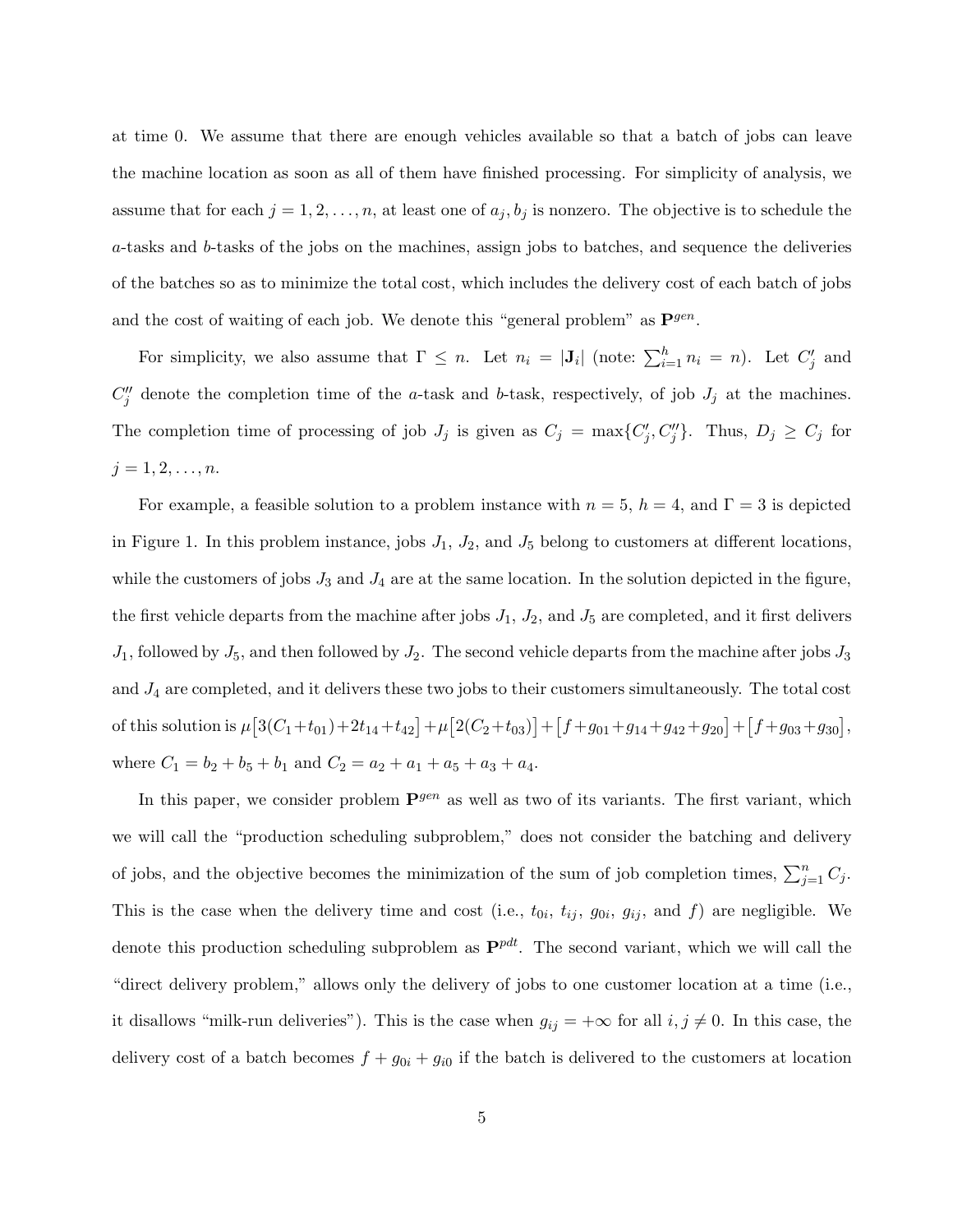at time 0. We assume that there are enough vehicles available so that a batch of jobs can leave the machine location as soon as all of them have finished processing. For simplicity of analysis, we assume that for each $j = 1, 2, \ldots, n$, at least one of $a_j, b_j$ is nonzero. The objective is to schedule the $a$-tasks and $b$-tasks of the jobs on the machines, assign jobs to batches, and sequence the deliveries of the batches so as to minimize the total cost, which includes the delivery cost of each batch of jobs and the cost of waiting of each job. We denote this "general problem" as $\mathbf{P}^{gen}$.

For simplicity, we also assume that $\Gamma \leq n$. Let $n_i = |\mathbf{J}_i|$ (note: $\sum_{i=1}^{h} n_i = n$). Let $C'_j$ and $C''_j$ denote the completion time of the $a$-task and $b$-task, respectively, of job $J_j$ at the machines. The completion time of processing of job $J_j$ is given as $C_j = \max\{C'_j, C''_j\}$. Thus, $D_j \geq C_j$ for $j = 1, 2, \ldots, n$.

For example, a feasible solution to a problem instance with $n = 5$, $h = 4$, and $\Gamma = 3$ is depicted in Figure 1. In this problem instance, jobs $J_1$, $J_2$, and $J_5$ belong to customers at different locations, while the customers of jobs $J_3$ and $J_4$ are at the same location. In the solution depicted in the figure, the first vehicle departs from the machine after jobs $J_1$, $J_2$, and $J_5$ are completed, and it first delivers $J_1$, followed by $J_5$, and then followed by $J_2$. The second vehicle departs from the machine after jobs $J_3$ and $J_4$ are completed, and it delivers these two jobs to their customers simultaneously. The total cost of this solution is $\mu\big[3(C_1 + t_{01}) + 2t_{14} + t_{42}\big] + \mu\big[2(C_2 + t_{03})\big] + \big[f + g_{01} + g_{14} + g_{42} + g_{20}\big] + \big[f + g_{03} + g_{30}\big]$, where $C_1 = b_2 + b_5 + b_1$ and $C_2 = a_2 + a_1 + a_5 + a_3 + a_4$.

In this paper, we consider problem $\mathbf{P}^{gen}$ as well as two of its variants. The first variant, which we will call the "production scheduling subproblem," does not consider the batching and delivery of jobs, and the objective becomes the minimization of the sum of job completion times, $\sum_{j=1}^{n} C_j$. This is the case when the delivery time and cost (i.e., $t_{0i}$, $t_{ij}$, $g_{0i}$, $g_{ij}$, and $f$) are negligible. We denote this production scheduling subproblem as $\mathbf{P}^{pdt}$. The second variant, which we will call the "direct delivery problem," allows only the delivery of jobs to one customer location at a time (i.e., it disallows "milk-run deliveries"). This is the case when $g_{ij} = +\infty$ for all $i, j \neq 0$. In this case, the delivery cost of a batch becomes $f + g_{0i} + g_{i0}$ if the batch is delivered to the customers at location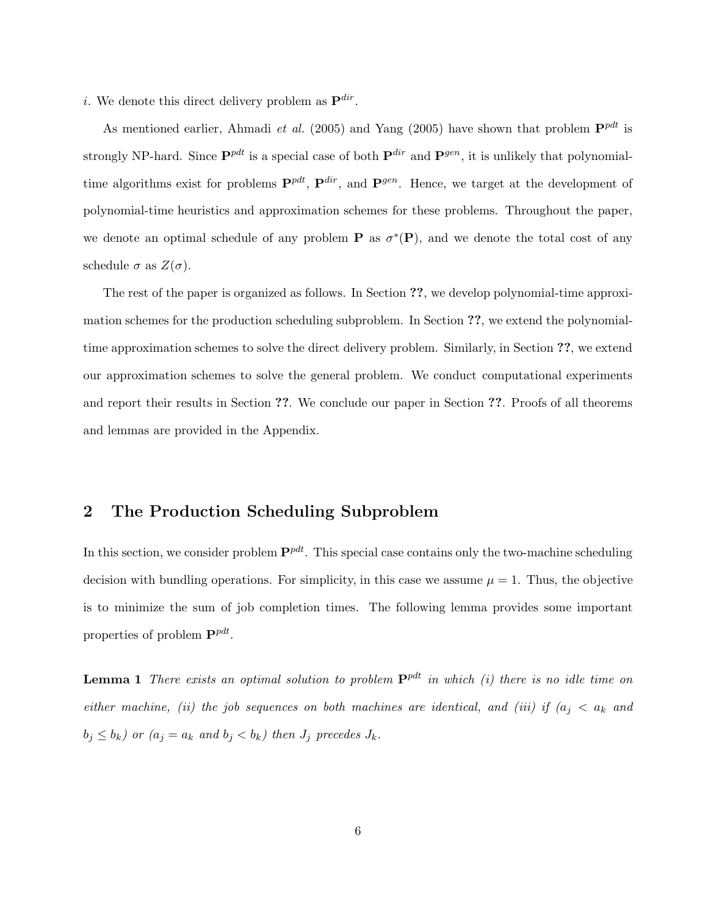$i$. We denote this direct delivery problem as $\mathbf{P}^{dir}$.

As mentioned earlier, Ahmadi *et al.* (2005) and Yang (2005) have shown that problem $\mathbf{P}^{pdt}$ is strongly NP-hard. Since $\mathbf{P}^{pdt}$ is a special case of both $\mathbf{P}^{dir}$ and $\mathbf{P}^{gen}$, it is unlikely that polynomial-time algorithms exist for problems $\mathbf{P}^{pdt}$, $\mathbf{P}^{dir}$, and $\mathbf{P}^{gen}$. Hence, we target at the development of polynomial-time heuristics and approximation schemes for these problems. Throughout the paper, we denote an optimal schedule of any problem $\mathbf{P}$ as $\sigma^*(\mathbf{P})$, and we denote the total cost of any schedule $\sigma$ as $Z(\sigma)$.

The rest of the paper is organized as follows. In Section **??**, we develop polynomial-time approximation schemes for the production scheduling subproblem. In Section **??**, we extend the polynomial-time approximation schemes to solve the direct delivery problem. Similarly, in Section **??**, we extend our approximation schemes to solve the general problem. We conduct computational experiments and report their results in Section **??**. We conclude our paper in Section **??**. Proofs of all theorems and lemmas are provided in the Appendix.

## 2 The Production Scheduling Subproblem

In this section, we consider problem $\mathbf{P}^{pdt}$. This special case contains only the two-machine scheduling decision with bundling operations. For simplicity, in this case we assume $\mu = 1$. Thus, the objective is to minimize the sum of job completion times. The following lemma provides some important properties of problem $\mathbf{P}^{pdt}$.

**Lemma 1** *There exists an optimal solution to problem $\mathbf{P}^{pdt}$ in which (i) there is no idle time on either machine, (ii) the job sequences on both machines are identical, and (iii) if ($a_j < a_k$ and $b_j \leq b_k$) or ($a_j = a_k$ and $b_j < b_k$) then $J_j$ precedes $J_k$.*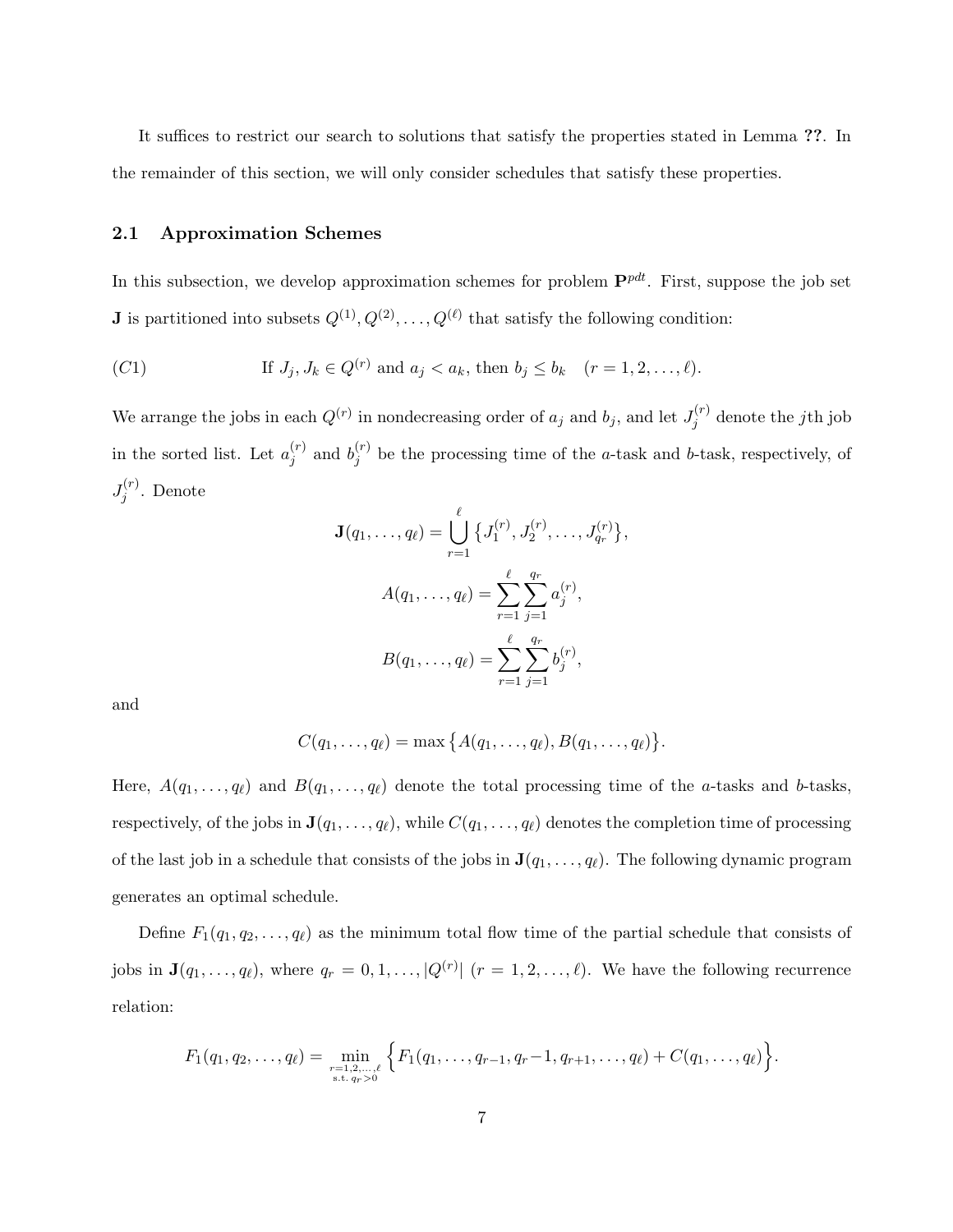It suffices to restrict our search to solutions that satisfy the properties stated in Lemma **??**. In the remainder of this section, we will only consider schedules that satisfy these properties.

## 2.1 Approximation Schemes

In this subsection, we develop approximation schemes for problem $\mathbf{P}^{pdt}$. First, suppose the job set $\mathbf{J}$ is partitioned into subsets $Q^{(1)}, Q^{(2)}, \ldots, Q^{(\ell)}$ that satisfy the following condition:

$$(C1) \qquad \text{If } J_j, J_k \in Q^{(r)} \text{ and } a_j < a_k, \text{ then } b_j \leq b_k \quad (r = 1, 2, \ldots, \ell).$$

We arrange the jobs in each $Q^{(r)}$ in nondecreasing order of $a_j$ and $b_j$, and let $J_j^{(r)}$ denote the $j$th job in the sorted list. Let $a_j^{(r)}$ and $b_j^{(r)}$ be the processing time of the $a$-task and $b$-task, respectively, of $J_j^{(r)}$. Denote

$$\mathbf{J}(q_1, \ldots, q_\ell) = \bigcup_{r=1}^{\ell} \{J_1^{(r)}, J_2^{(r)}, \ldots, J_{q_r}^{(r)}\},$$

$$A(q_1, \ldots, q_\ell) = \sum_{r=1}^{\ell} \sum_{j=1}^{q_r} a_j^{(r)},$$

$$B(q_1, \ldots, q_\ell) = \sum_{r=1}^{\ell} \sum_{j=1}^{q_r} b_j^{(r)},$$

and

$$C(q_1, \ldots, q_\ell) = \max\{A(q_1, \ldots, q_\ell), B(q_1, \ldots, q_\ell)\}.$$

Here, $A(q_1, \ldots, q_\ell)$ and $B(q_1, \ldots, q_\ell)$ denote the total processing time of the $a$-tasks and $b$-tasks, respectively, of the jobs in $\mathbf{J}(q_1, \ldots, q_\ell)$, while $C(q_1, \ldots, q_\ell)$ denotes the completion time of processing of the last job in a schedule that consists of the jobs in $\mathbf{J}(q_1, \ldots, q_\ell)$. The following dynamic program generates an optimal schedule.

Define $F_1(q_1, q_2, \ldots, q_\ell)$ as the minimum total flow time of the partial schedule that consists of jobs in $\mathbf{J}(q_1, \ldots, q_\ell)$, where $q_r = 0, 1, \ldots, |Q^{(r)}|$ $(r = 1, 2, \ldots, \ell)$. We have the following recurrence relation:

$$F_1(q_1, q_2, \ldots, q_\ell) = \min_{\substack{r=1,2,\ldots,\ell \\ \text{s.t. } q_r > 0}} \Big\{ F_1(q_1, \ldots, q_{r-1}, q_r - 1, q_{r+1}, \ldots, q_\ell) + C(q_1, \ldots, q_\ell) \Big\}.$$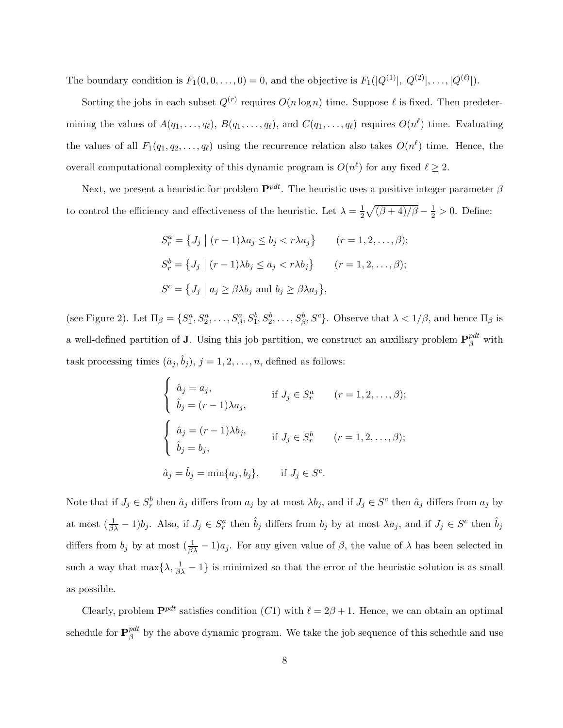The boundary condition is $F_1(0, 0, \ldots, 0) = 0$, and the objective is $F_1(|Q^{(1)}|, |Q^{(2)}|, \ldots, |Q^{(\ell)}|)$.

Sorting the jobs in each subset $Q^{(r)}$ requires $O(n \log n)$ time. Suppose $\ell$ is fixed. Then predetermining the values of $A(q_1, \ldots, q_\ell)$, $B(q_1, \ldots, q_\ell)$, and $C(q_1, \ldots, q_\ell)$ requires $O(n^\ell)$ time. Evaluating the values of all $F_1(q_1, q_2, \ldots, q_\ell)$ using the recurrence relation also takes $O(n^\ell)$ time. Hence, the overall computational complexity of this dynamic program is $O(n^\ell)$ for any fixed $\ell \geq 2$.

Next, we present a heuristic for problem $\mathbf{P}^{pdt}$. The heuristic uses a positive integer parameter $\beta$ to control the efficiency and effectiveness of the heuristic. Let $\lambda = \frac{1}{2}\sqrt{(\beta + 4)/\beta} - \frac{1}{2} > 0$. Define:

$$S_r^a = \{J_j \mid (r-1)\lambda a_j \leq b_j < r\lambda a_j\} \qquad (r = 1, 2, \ldots, \beta);$$

$$S_r^b = \{J_j \mid (r-1)\lambda b_j \leq a_j < r\lambda b_j\} \qquad (r = 1, 2, \ldots, \beta);$$

$$S^c = \{J_j \mid a_j \geq \beta\lambda b_j \text{ and } b_j \geq \beta\lambda a_j\},$$

(see Figure 2). Let $\Pi_\beta = \{S_1^a, S_2^a, \ldots, S_\beta^a, S_1^b, S_2^b, \ldots, S_\beta^b, S^c\}$. Observe that $\lambda < 1/\beta$, and hence $\Pi_\beta$ is a well-defined partition of $\mathbf{J}$. Using this job partition, we construct an auxiliary problem $\mathbf{P}_\beta^{pdt}$ with task processing times $(\hat{a}_j, \hat{b}_j)$, $j = 1, 2, \ldots, n$, defined as follows:

$$\begin{cases} \hat{a}_j = a_j, \\ \hat{b}_j = (r-1)\lambda a_j, \end{cases} \qquad \text{if } J_j \in S_r^a \qquad (r = 1, 2, \ldots, \beta);$$

$$\begin{cases} \hat{a}_j = (r-1)\lambda b_j, \\ \hat{b}_j = b_j, \end{cases} \qquad \text{if } J_j \in S_r^b \qquad (r = 1, 2, \ldots, \beta);$$

$$\hat{a}_j = \hat{b}_j = \min\{a_j, b_j\}, \qquad \text{if } J_j \in S^c.$$

Note that if $J_j \in S_r^b$ then $\hat{a}_j$ differs from $a_j$ by at most $\lambda b_j$, and if $J_j \in S^c$ then $\hat{a}_j$ differs from $a_j$ by at most $(\frac{1}{\beta\lambda} - 1)b_j$. Also, if $J_j \in S_r^a$ then $\hat{b}_j$ differs from $b_j$ by at most $\lambda a_j$, and if $J_j \in S^c$ then $\hat{b}_j$ differs from $b_j$ by at most $(\frac{1}{\beta\lambda} - 1)a_j$. For any given value of $\beta$, the value of $\lambda$ has been selected in such a way that $\max\{\lambda, \frac{1}{\beta\lambda} - 1\}$ is minimized so that the error of the heuristic solution is as small as possible.

Clearly, problem $\mathbf{P}^{pdt}$ satisfies condition $(C1)$ with $\ell = 2\beta + 1$. Hence, we can obtain an optimal schedule for $\mathbf{P}_\beta^{pdt}$ by the above dynamic program. We take the job sequence of this schedule and use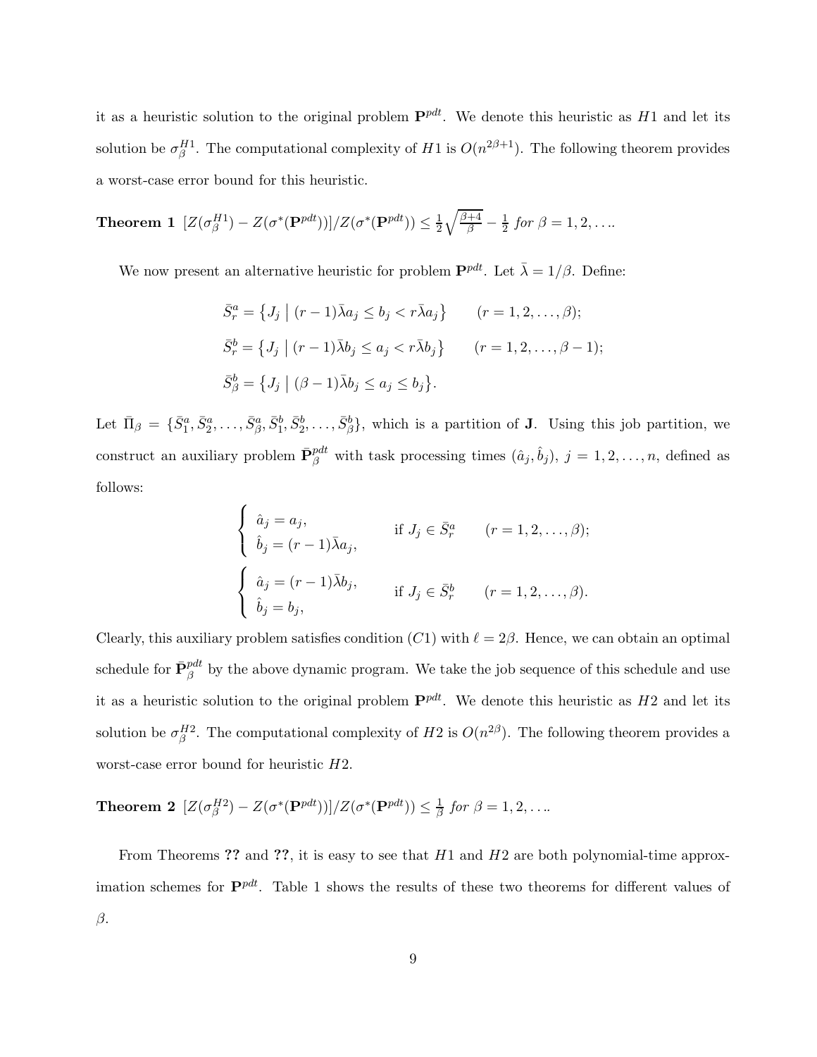it as a heuristic solution to the original problem $\mathbf{P}^{pdt}$. We denote this heuristic as $H1$ and let its solution be $\sigma_\beta^{H1}$. The computational complexity of $H1$ is $O(n^{2\beta+1})$. The following theorem provides a worst-case error bound for this heuristic.

**Theorem 1** $[Z(\sigma_\beta^{H1}) - Z(\sigma^*(\mathbf{P}^{pdt}))]/Z(\sigma^*(\mathbf{P}^{pdt})) \leq \frac{1}{2}\sqrt{\frac{\beta+4}{\beta}} - \frac{1}{2}$ *for* $\beta = 1, 2, \ldots$.

We now present an alternative heuristic for problem $\mathbf{P}^{pdt}$. Let $\bar{\lambda} = 1/\beta$. Define:

$$\bar{S}_r^a = \{J_j \mid (r-1)\bar{\lambda}a_j \leq b_j < r\bar{\lambda}a_j\} \qquad (r = 1, 2, \ldots, \beta);$$

$$\bar{S}_r^b = \{J_j \mid (r-1)\bar{\lambda}b_j \leq a_j < r\bar{\lambda}b_j\} \qquad (r = 1, 2, \ldots, \beta - 1);$$

$$\bar{S}_\beta^b = \{J_j \mid (\beta-1)\bar{\lambda}b_j \leq a_j \leq b_j\}.$$

Let $\bar{\Pi}_\beta = \{\bar{S}_1^a, \bar{S}_2^a, \ldots, \bar{S}_\beta^a, \bar{S}_1^b, \bar{S}_2^b, \ldots, \bar{S}_\beta^b\}$, which is a partition of $\mathbf{J}$. Using this job partition, we construct an auxiliary problem $\bar{\mathbf{P}}_\beta^{pdt}$ with task processing times $(\hat{a}_j, \hat{b}_j)$, $j = 1, 2, \ldots, n$, defined as follows:

$$\begin{cases} \hat{a}_j = a_j, \\ \hat{b}_j = (r-1)\bar{\lambda}a_j, \end{cases} \qquad \text{if } J_j \in \bar{S}_r^a \qquad (r = 1, 2, \ldots, \beta);$$

$$\begin{cases} \hat{a}_j = (r-1)\bar{\lambda}b_j, \\ \hat{b}_j = b_j, \end{cases} \qquad \text{if } J_j \in \bar{S}_r^b \qquad (r = 1, 2, \ldots, \beta).$$

Clearly, this auxiliary problem satisfies condition $(C1)$ with $\ell = 2\beta$. Hence, we can obtain an optimal schedule for $\bar{\mathbf{P}}_\beta^{pdt}$ by the above dynamic program. We take the job sequence of this schedule and use it as a heuristic solution to the original problem $\mathbf{P}^{pdt}$. We denote this heuristic as $H2$ and let its solution be $\sigma_\beta^{H2}$. The computational complexity of $H2$ is $O(n^{2\beta})$. The following theorem provides a worst-case error bound for heuristic $H2$.

**Theorem 2** $[Z(\sigma_\beta^{H2}) - Z(\sigma^*(\mathbf{P}^{pdt}))]/Z(\sigma^*(\mathbf{P}^{pdt})) \leq \frac{1}{\beta}$ *for* $\beta = 1, 2, \ldots$.

From Theorems **??** and **??**, it is easy to see that $H1$ and $H2$ are both polynomial-time approximation schemes for $\mathbf{P}^{pdt}$. Table 1 shows the results of these two theorems for different values of $\beta$.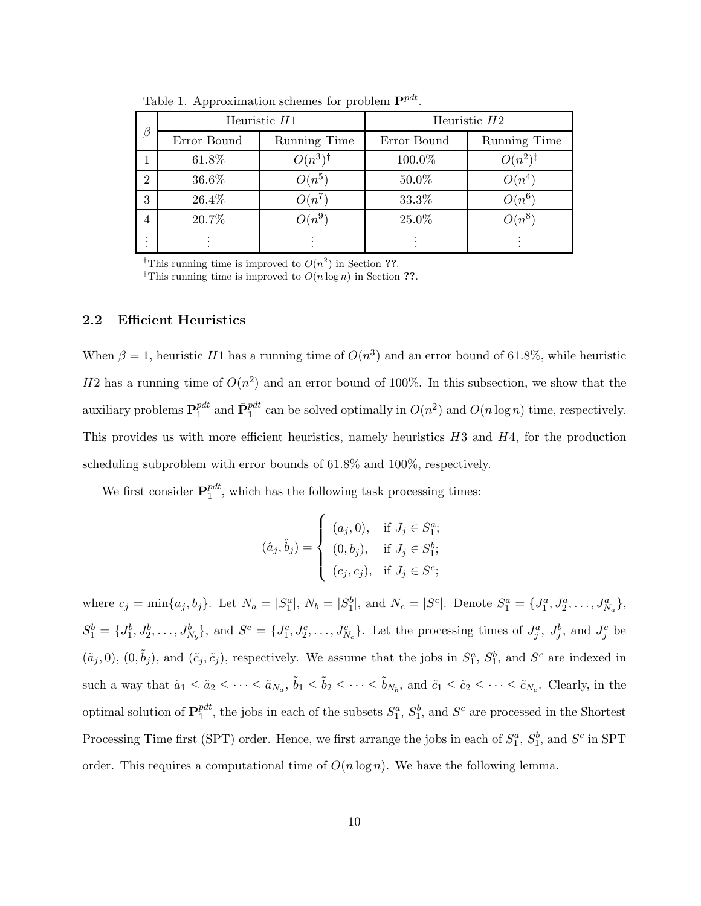Table 1. Approximation schemes for problem $\mathbf{P}^{pdt}$.

| $\beta$ | Heuristic $H1$ | | Heuristic $H2$ | |
|---|---|---|---|---|
| | Error Bound | Running Time | Error Bound | Running Time |
| 1 | 61.8% | $O(n^3)^\dagger$ | 100.0% | $O(n^2)^\ddagger$ |
| 2 | 36.6% | $O(n^5)$ | 50.0% | $O(n^4)$ |
| 3 | 26.4% | $O(n^7)$ | 33.3% | $O(n^6)$ |
| 4 | 20.7% | $O(n^9)$ | 25.0% | $O(n^8)$ |
| ⋮ | ⋮ | ⋮ | ⋮ | ⋮ |

$^\dagger$This running time is improved to $O(n^2)$ in Section **??**.
$^\ddagger$This running time is improved to $O(n \log n)$ in Section **??**.

### 2.2 Efficient Heuristics

When $\beta = 1$, heuristic $H1$ has a running time of $O(n^3)$ and an error bound of 61.8%, while heuristic $H2$ has a running time of $O(n^2)$ and an error bound of 100%. In this subsection, we show that the auxiliary problems $\mathbf{P}_1^{pdt}$ and $\bar{\mathbf{P}}_1^{pdt}$ can be solved optimally in $O(n^2)$ and $O(n \log n)$ time, respectively. This provides us with more efficient heuristics, namely heuristics $H3$ and $H4$, for the production scheduling subproblem with error bounds of 61.8% and 100%, respectively.

We first consider $\mathbf{P}_1^{pdt}$, which has the following task processing times:

$$(\hat{a}_j, \hat{b}_j) = \begin{cases} (a_j, 0), & \text{if } J_j \in S_1^a; \\ (0, b_j), & \text{if } J_j \in S_1^b; \\ (c_j, c_j), & \text{if } J_j \in S^c; \end{cases}$$

where $c_j = \min\{a_j, b_j\}$. Let $N_a = |S_1^a|$, $N_b = |S_1^b|$, and $N_c = |S^c|$. Denote $S_1^a = \{J_1^a, J_2^a, \ldots, J_{N_a}^a\}$, $S_1^b = \{J_1^b, J_2^b, \ldots, J_{N_b}^b\}$, and $S^c = \{J_1^c, J_2^c, \ldots, J_{N_c}^c\}$. Let the processing times of $J_j^a$, $J_j^b$, and $J_j^c$ be $(\tilde{a}_j, 0)$, $(0, \tilde{b}_j)$, and $(\tilde{c}_j, \tilde{c}_j)$, respectively. We assume that the jobs in $S_1^a$, $S_1^b$, and $S^c$ are indexed in such a way that $\tilde{a}_1 \le \tilde{a}_2 \le \cdots \le \tilde{a}_{N_a}$, $\tilde{b}_1 \le \tilde{b}_2 \le \cdots \le \tilde{b}_{N_b}$, and $\tilde{c}_1 \le \tilde{c}_2 \le \cdots \le \tilde{c}_{N_c}$. Clearly, in the optimal solution of $\mathbf{P}_1^{pdt}$, the jobs in each of the subsets $S_1^a$, $S_1^b$, and $S^c$ are processed in the Shortest Processing Time first (SPT) order. Hence, we first arrange the jobs in each of $S_1^a$, $S_1^b$, and $S^c$ in SPT order. This requires a computational time of $O(n \log n)$. We have the following lemma.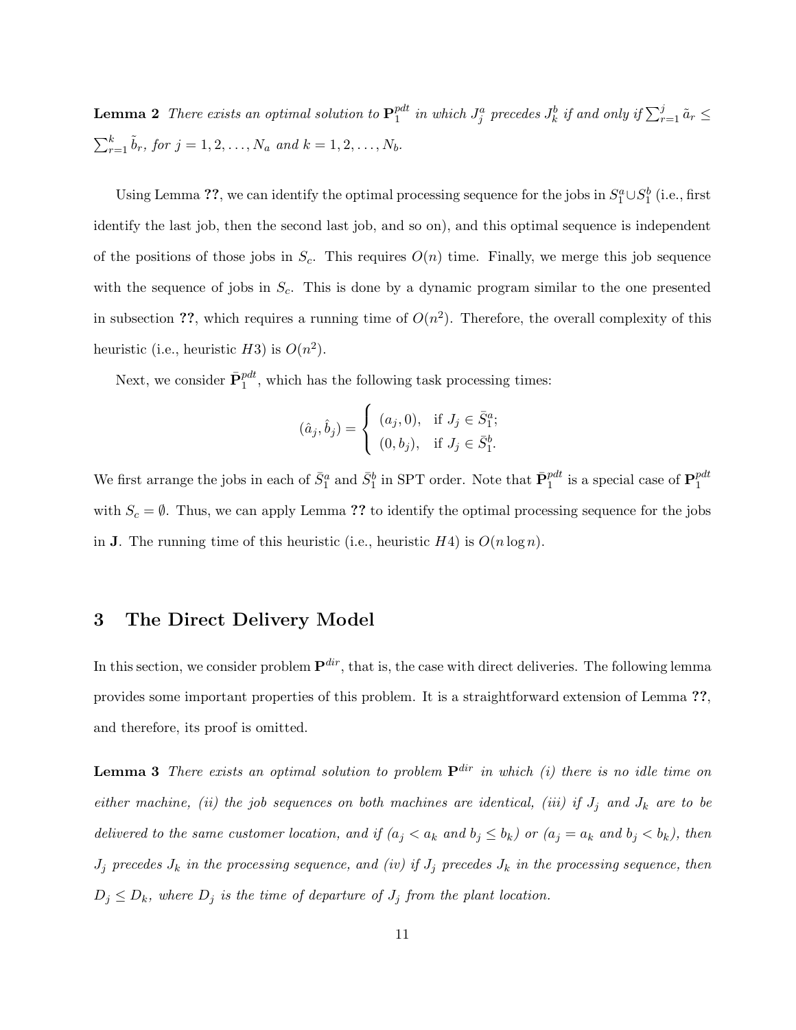**Lemma 2** *There exists an optimal solution to $\mathbf{P}_1^{pdt}$ in which $J_j^a$ precedes $J_k^b$ if and only if $\sum_{r=1}^{j} \tilde{a}_r \leq \sum_{r=1}^{k} \tilde{b}_r$, for $j = 1, 2, \ldots, N_a$ and $k = 1, 2, \ldots, N_b$.*

Using Lemma **??**, we can identify the optimal processing sequence for the jobs in $S_1^a \cup S_1^b$ (i.e., first identify the last job, then the second last job, and so on), and this optimal sequence is independent of the positions of those jobs in $S_c$. This requires $O(n)$ time. Finally, we merge this job sequence with the sequence of jobs in $S_c$. This is done by a dynamic program similar to the one presented in subsection **??**, which requires a running time of $O(n^2)$. Therefore, the overall complexity of this heuristic (i.e., heuristic $H3$) is $O(n^2)$.

Next, we consider $\bar{\mathbf{P}}_1^{pdt}$, which has the following task processing times:

$$(\hat{a}_j, \hat{b}_j) = \begin{cases} (a_j, 0), & \text{if } J_j \in \bar{S}_1^a; \\ (0, b_j), & \text{if } J_j \in \bar{S}_1^b. \end{cases}$$

We first arrange the jobs in each of $\bar{S}_1^a$ and $\bar{S}_1^b$ in SPT order. Note that $\bar{\mathbf{P}}_1^{pdt}$ is a special case of $\mathbf{P}_1^{pdt}$ with $S_c = \emptyset$. Thus, we can apply Lemma **??** to identify the optimal processing sequence for the jobs in $\mathbf{J}$. The running time of this heuristic (i.e., heuristic $H4$) is $O(n \log n)$.

## 3 The Direct Delivery Model

In this section, we consider problem $\mathbf{P}^{dir}$, that is, the case with direct deliveries. The following lemma provides some important properties of this problem. It is a straightforward extension of Lemma **??**, and therefore, its proof is omitted.

**Lemma 3** *There exists an optimal solution to problem $\mathbf{P}^{dir}$ in which (i) there is no idle time on either machine, (ii) the job sequences on both machines are identical, (iii) if $J_j$ and $J_k$ are to be delivered to the same customer location, and if ($a_j < a_k$ and $b_j \leq b_k$) or ($a_j = a_k$ and $b_j < b_k$), then $J_j$ precedes $J_k$ in the processing sequence, and (iv) if $J_j$ precedes $J_k$ in the processing sequence, then $D_j \leq D_k$, where $D_j$ is the time of departure of $J_j$ from the plant location.*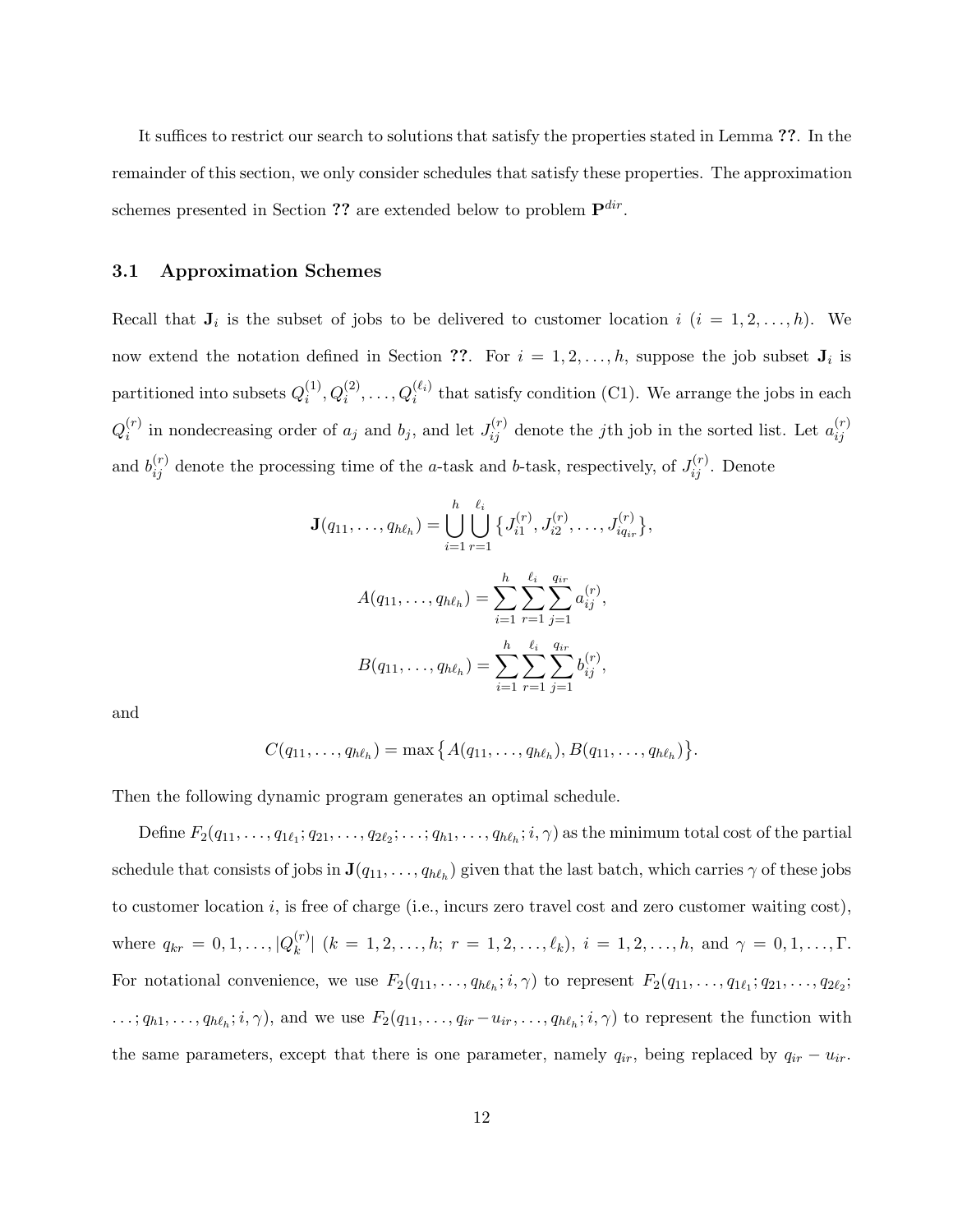It suffices to restrict our search to solutions that satisfy the properties stated in Lemma **??**. In the remainder of this section, we only consider schedules that satisfy these properties. The approximation schemes presented in Section **??** are extended below to problem $\mathbf{P}^{dir}$.

### 3.1 Approximation Schemes

Recall that $\mathbf{J}_i$ is the subset of jobs to be delivered to customer location $i$ ($i = 1, 2, \ldots, h$). We now extend the notation defined in Section **??**. For $i = 1, 2, \ldots, h$, suppose the job subset $\mathbf{J}_i$ is partitioned into subsets $Q_i^{(1)}, Q_i^{(2)}, \ldots, Q_i^{(\ell_i)}$ that satisfy condition (C1). We arrange the jobs in each $Q_i^{(r)}$ in nondecreasing order of $a_j$ and $b_j$, and let $J_{ij}^{(r)}$ denote the $j$th job in the sorted list. Let $a_{ij}^{(r)}$ and $b_{ij}^{(r)}$ denote the processing time of the $a$-task and $b$-task, respectively, of $J_{ij}^{(r)}$. Denote

$$\mathbf{J}(q_{11}, \ldots, q_{h\ell_h}) = \bigcup_{i=1}^{h} \bigcup_{r=1}^{\ell_i} \{J_{i1}^{(r)}, J_{i2}^{(r)}, \ldots, J_{iq_{ir}}^{(r)}\},$$

$$A(q_{11}, \ldots, q_{h\ell_h}) = \sum_{i=1}^{h} \sum_{r=1}^{\ell_i} \sum_{j=1}^{q_{ir}} a_{ij}^{(r)},$$

$$B(q_{11}, \ldots, q_{h\ell_h}) = \sum_{i=1}^{h} \sum_{r=1}^{\ell_i} \sum_{j=1}^{q_{ir}} b_{ij}^{(r)},$$

and

$$C(q_{11}, \ldots, q_{h\ell_h}) = \max\{A(q_{11}, \ldots, q_{h\ell_h}), B(q_{11}, \ldots, q_{h\ell_h})\}.$$

Then the following dynamic program generates an optimal schedule.

Define $F_2(q_{11}, \ldots, q_{1\ell_1}; q_{21}, \ldots, q_{2\ell_2}; \ldots; q_{h1}, \ldots, q_{h\ell_h}; i, \gamma)$ as the minimum total cost of the partial schedule that consists of jobs in $\mathbf{J}(q_{11}, \ldots, q_{h\ell_h})$ given that the last batch, which carries $\gamma$ of these jobs to customer location $i$, is free of charge (i.e., incurs zero travel cost and zero customer waiting cost), where $q_{kr} = 0, 1, \ldots, |Q_k^{(r)}|$ ($k = 1, 2, \ldots, h$; $r = 1, 2, \ldots, \ell_k$), $i = 1, 2, \ldots, h$, and $\gamma = 0, 1, \ldots, \Gamma$. For notational convenience, we use $F_2(q_{11}, \ldots, q_{h\ell_h}; i, \gamma)$ to represent $F_2(q_{11}, \ldots, q_{1\ell_1}; q_{21}, \ldots, q_{2\ell_2}; \ldots; q_{h1}, \ldots, q_{h\ell_h}; i, \gamma)$, and we use $F_2(q_{11}, \ldots, q_{ir} - u_{ir}, \ldots, q_{h\ell_h}; i, \gamma)$ to represent the function with the same parameters, except that there is one parameter, namely $q_{ir}$, being replaced by $q_{ir} - u_{ir}$.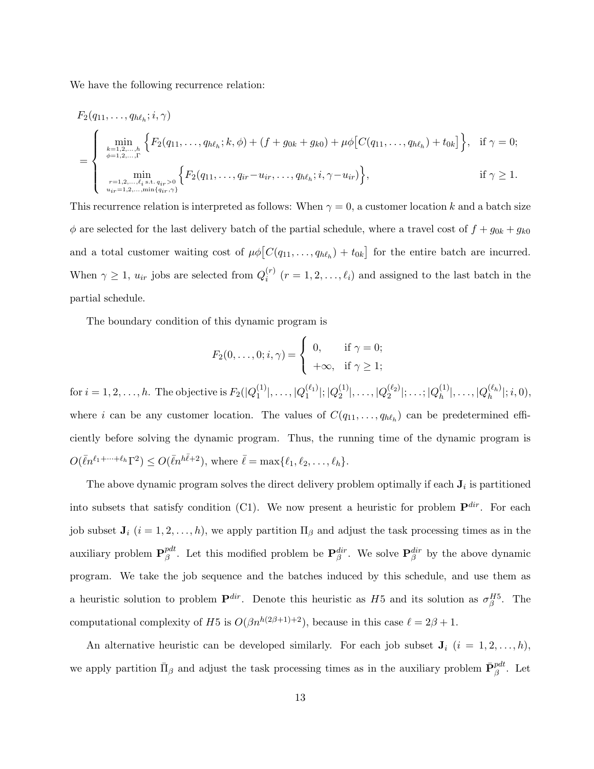We have the following recurrence relation:

$$
\begin{aligned}
&F_2(q_{11},\ldots,q_{h\ell_h};i,\gamma)\\
&=\left\{\begin{array}{ll}
\displaystyle\min_{\substack{k=1,2,\ldots,h\\ \phi=1,2,\ldots,\Gamma}}\Big\{F_2(q_{11},\ldots,q_{h\ell_h};k,\phi)+(f+g_{0k}+g_{k0})+\mu\phi\big[C(q_{11},\ldots,q_{h\ell_h})+t_{0k}\big]\Big\}, & \text{if } \gamma=0;\\[2ex]
\displaystyle\min_{\substack{r=1,2,\ldots,\ell_i \text{ s.t. } q_{ir}>0\\ u_{ir}=1,2,\ldots,\min\{q_{ir},\gamma\}}}\Big\{F_2(q_{11},\ldots,q_{ir}-u_{ir},\ldots,q_{h\ell_h};i,\gamma-u_{ir})\Big\}, & \text{if } \gamma\geq 1.
\end{array}\right.
\end{aligned}
$$

This recurrence relation is interpreted as follows: When $\gamma=0$, a customer location $k$ and a batch size $\phi$ are selected for the last delivery batch of the partial schedule, where a travel cost of $f+g_{0k}+g_{k0}$ and a total customer waiting cost of $\mu\phi\big[C(q_{11},\ldots,q_{h\ell_h})+t_{0k}\big]$ for the entire batch are incurred. When $\gamma\geq 1$, $u_{ir}$ jobs are selected from $Q_i^{(r)}$ $(r=1,2,\ldots,\ell_i)$ and assigned to the last batch in the partial schedule.

The boundary condition of this dynamic program is

$$
F_2(0,\ldots,0;i,\gamma)=\left\{\begin{array}{ll} 0, & \text{if } \gamma=0;\\ +\infty, & \text{if } \gamma\geq 1; \end{array}\right.
$$

for $i=1,2,\ldots,h$. The objective is $F_2(|Q_1^{(1)}|,\ldots,|Q_1^{(\ell_1)}|;|Q_2^{(1)}|,\ldots,|Q_2^{(\ell_2)}|;\ldots;|Q_h^{(1)}|,\ldots,|Q_h^{(\ell_h)}|;i,0)$, where $i$ can be any customer location. The values of $C(q_{11},\ldots,q_{h\ell_h})$ can be predetermined efficiently before solving the dynamic program. Thus, the running time of the dynamic program is $O(\bar{\ell}n^{\ell_1+\cdots+\ell_h}\Gamma^2)\leq O(\bar{\ell}n^{h\bar{\ell}+2})$, where $\bar{\ell}=\max\{\ell_1,\ell_2,\ldots,\ell_h\}$.

The above dynamic program solves the direct delivery problem optimally if each $\mathbf{J}_i$ is partitioned into subsets that satisfy condition (C1). We now present a heuristic for problem $\mathbf{P}^{dir}$. For each job subset $\mathbf{J}_i$ $(i=1,2,\ldots,h)$, we apply partition $\Pi_\beta$ and adjust the task processing times as in the auxiliary problem $\mathbf{P}_\beta^{pdt}$. Let this modified problem be $\mathbf{P}_\beta^{dir}$. We solve $\mathbf{P}_\beta^{dir}$ by the above dynamic program. We take the job sequence and the batches induced by this schedule, and use them as a heuristic solution to problem $\mathbf{P}^{dir}$. Denote this heuristic as $H5$ and its solution as $\sigma_\beta^{H5}$. The computational complexity of $H5$ is $O(\beta n^{h(2\beta+1)+2})$, because in this case $\ell=2\beta+1$.

An alternative heuristic can be developed similarly. For each job subset $\mathbf{J}_i$ $(i=1,2,\ldots,h)$, we apply partition $\bar{\Pi}_\beta$ and adjust the task processing times as in the auxiliary problem $\bar{\mathbf{P}}_\beta^{pdt}$. Let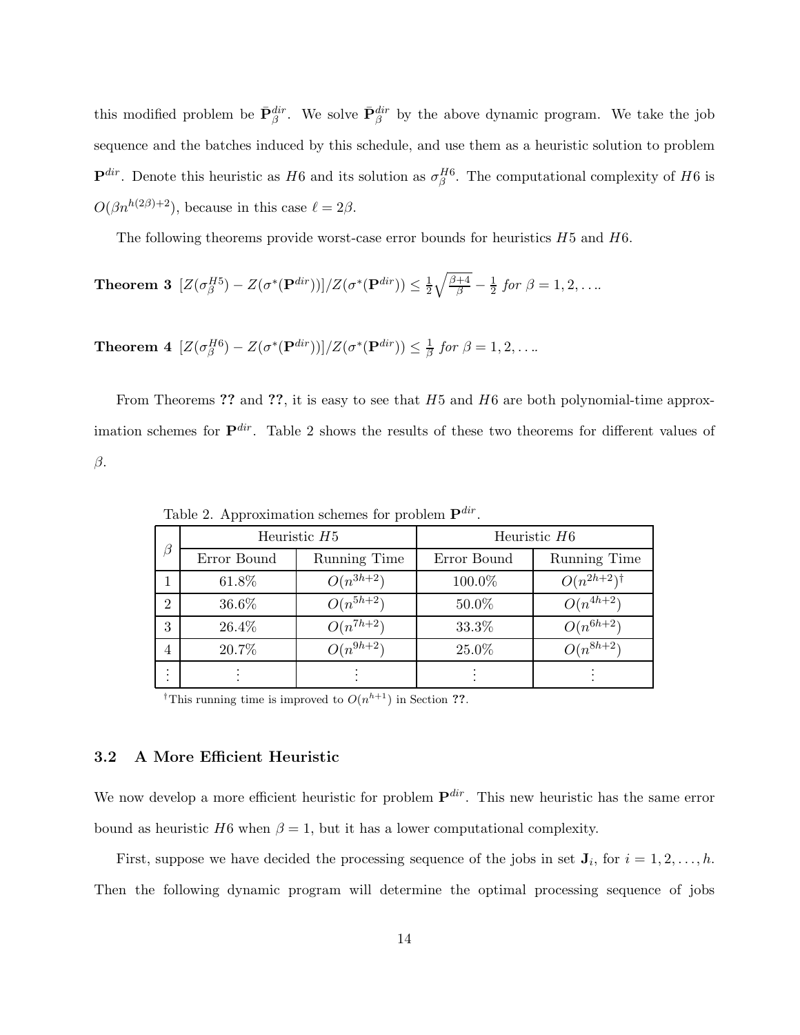this modified problem be $\bar{\mathbf{P}}_{\beta}^{dir}$. We solve $\bar{\mathbf{P}}_{\beta}^{dir}$ by the above dynamic program. We take the job sequence and the batches induced by this schedule, and use them as a heuristic solution to problem $\mathbf{P}^{dir}$. Denote this heuristic as $H6$ and its solution as $\sigma_{\beta}^{H6}$. The computational complexity of $H6$ is $O(\beta n^{h(2\beta)+2})$, because in this case $\ell = 2\beta$.

The following theorems provide worst-case error bounds for heuristics $H5$ and $H6$.

**Theorem 3** $[Z(\sigma_{\beta}^{H5}) - Z(\sigma^*(\mathbf{P}^{dir}))]/Z(\sigma^*(\mathbf{P}^{dir})) \leq \frac{1}{2}\sqrt{\frac{\beta+4}{\beta}} - \frac{1}{2}$ *for* $\beta = 1, 2, \ldots$.

**Theorem 4** $[Z(\sigma_{\beta}^{H6}) - Z(\sigma^*(\mathbf{P}^{dir}))]/Z(\sigma^*(\mathbf{P}^{dir})) \leq \frac{1}{\beta}$ *for* $\beta = 1, 2, \ldots$.

From Theorems **??** and **??**, it is easy to see that $H5$ and $H6$ are both polynomial-time approximation schemes for $\mathbf{P}^{dir}$. Table 2 shows the results of these two theorems for different values of $\beta$.

Table 2. Approximation schemes for problem $\mathbf{P}^{dir}$.

| $\beta$ | Heuristic $H5$ | | Heuristic $H6$ | |
|---|---|---|---|---|
| | Error Bound | Running Time | Error Bound | Running Time |
| 1 | 61.8% | $O(n^{3h+2})$ | 100.0% | $O(n^{2h+2})^{\dagger}$ |
| 2 | 36.6% | $O(n^{5h+2})$ | 50.0% | $O(n^{4h+2})$ |
| 3 | 26.4% | $O(n^{7h+2})$ | 33.3% | $O(n^{6h+2})$ |
| 4 | 20.7% | $O(n^{9h+2})$ | 25.0% | $O(n^{8h+2})$ |
| ⋮ | ⋮ | ⋮ | ⋮ | ⋮ |

$^{\dagger}$This running time is improved to $O(n^{h+1})$ in Section **??**.

### 3.2 A More Efficient Heuristic

We now develop a more efficient heuristic for problem $\mathbf{P}^{dir}$. This new heuristic has the same error bound as heuristic $H6$ when $\beta = 1$, but it has a lower computational complexity.

First, suppose we have decided the processing sequence of the jobs in set $\mathbf{J}_i$, for $i = 1, 2, \ldots, h$. Then the following dynamic program will determine the optimal processing sequence of jobs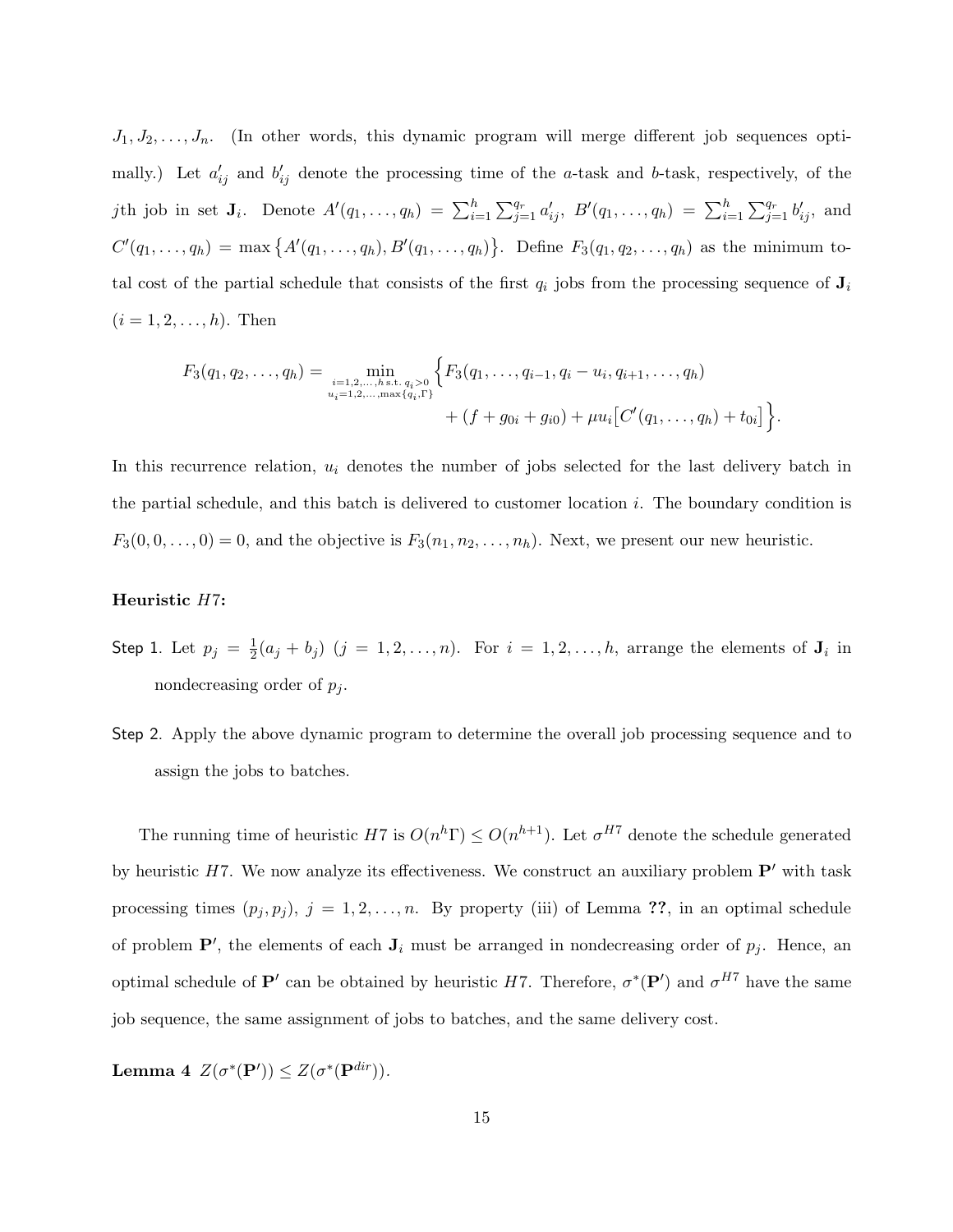$J_1, J_2, \ldots, J_n$. (In other words, this dynamic program will merge different job sequences optimally.) Let $a'_{ij}$ and $b'_{ij}$ denote the processing time of the $a$-task and $b$-task, respectively, of the $j$th job in set $\mathbf{J}_i$. Denote $A'(q_1, \ldots, q_h) = \sum_{i=1}^{h} \sum_{j=1}^{q_r} a'_{ij}$, $B'(q_1, \ldots, q_h) = \sum_{i=1}^{h} \sum_{j=1}^{q_r} b'_{ij}$, and $C'(q_1, \ldots, q_h) = \max\{A'(q_1, \ldots, q_h), B'(q_1, \ldots, q_h)\}$. Define $F_3(q_1, q_2, \ldots, q_h)$ as the minimum total cost of the partial schedule that consists of the first $q_i$ jobs from the processing sequence of $\mathbf{J}_i$ $(i = 1, 2, \ldots, h)$. Then

$$F_3(q_1, q_2, \ldots, q_h) = \min_{\substack{i=1,2,\ldots,h \text{ s.t. } q_i > 0 \\ u_i = 1,2,\ldots,\max\{q_i, \Gamma\}}} \Big\{ F_3(q_1, \ldots, q_{i-1}, q_i - u_i, q_{i+1}, \ldots, q_h) + (f + g_{0i} + g_{i0}) + \mu u_i \big[ C'(q_1, \ldots, q_h) + t_{0i} \big] \Big\}.$$

In this recurrence relation, $u_i$ denotes the number of jobs selected for the last delivery batch in the partial schedule, and this batch is delivered to customer location $i$. The boundary condition is $F_3(0, 0, \ldots, 0) = 0$, and the objective is $F_3(n_1, n_2, \ldots, n_h)$. Next, we present our new heuristic.

**Heuristic $H7$:**

Step 1. Let $p_j = \frac{1}{2}(a_j + b_j)$ $(j = 1, 2, \ldots, n)$. For $i = 1, 2, \ldots, h$, arrange the elements of $\mathbf{J}_i$ in nondecreasing order of $p_j$.

Step 2. Apply the above dynamic program to determine the overall job processing sequence and to assign the jobs to batches.

The running time of heuristic $H7$ is $O(n^h \Gamma) \leq O(n^{h+1})$. Let $\sigma^{H7}$ denote the schedule generated by heuristic $H7$. We now analyze its effectiveness. We construct an auxiliary problem $\mathbf{P}'$ with task processing times $(p_j, p_j)$, $j = 1, 2, \ldots, n$. By property (iii) of Lemma **??**, in an optimal schedule of problem $\mathbf{P}'$, the elements of each $\mathbf{J}_i$ must be arranged in nondecreasing order of $p_j$. Hence, an optimal schedule of $\mathbf{P}'$ can be obtained by heuristic $H7$. Therefore, $\sigma^*(\mathbf{P}')$ and $\sigma^{H7}$ have the same job sequence, the same assignment of jobs to batches, and the same delivery cost.

**Lemma 4** $Z(\sigma^*(\mathbf{P}')) \leq Z(\sigma^*(\mathbf{P}^{dir}))$.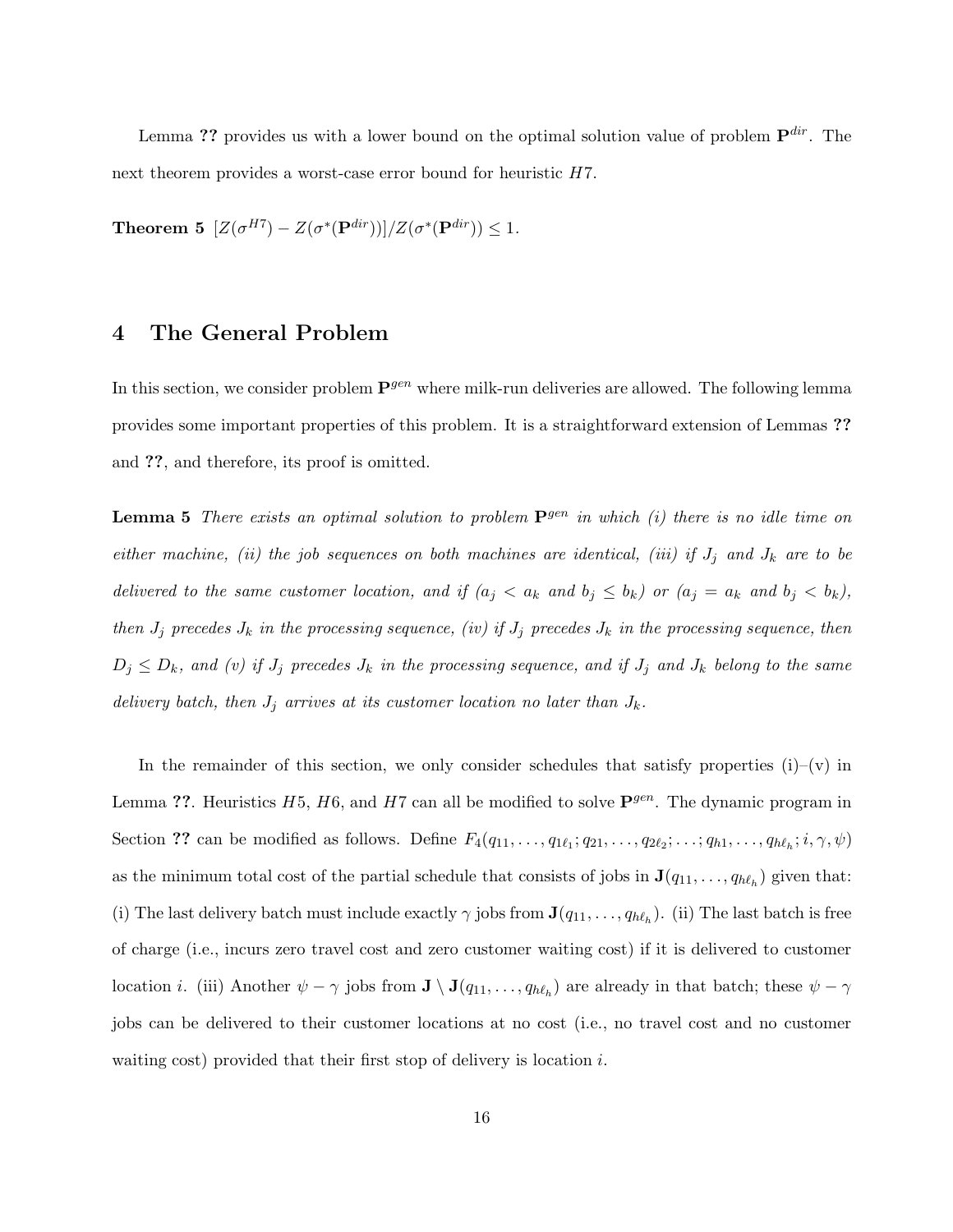Lemma ?? provides us with a lower bound on the optimal solution value of problem $\mathbf{P}^{dir}$. The next theorem provides a worst-case error bound for heuristic $H7$.

**Theorem 5** $[Z(\sigma^{H7}) - Z(\sigma^*(\mathbf{P}^{dir}))]/Z(\sigma^*(\mathbf{P}^{dir})) \leq 1.$

## 4 The General Problem

In this section, we consider problem $\mathbf{P}^{gen}$ where milk-run deliveries are allowed. The following lemma provides some important properties of this problem. It is a straightforward extension of Lemmas ?? and ??, and therefore, its proof is omitted.

**Lemma 5** *There exists an optimal solution to problem $\mathbf{P}^{gen}$ in which (i) there is no idle time on either machine, (ii) the job sequences on both machines are identical, (iii) if $J_j$ and $J_k$ are to be delivered to the same customer location, and if ($a_j < a_k$ and $b_j \leq b_k$) or ($a_j = a_k$ and $b_j < b_k$), then $J_j$ precedes $J_k$ in the processing sequence, (iv) if $J_j$ precedes $J_k$ in the processing sequence, then $D_j \leq D_k$, and (v) if $J_j$ precedes $J_k$ in the processing sequence, and if $J_j$ and $J_k$ belong to the same delivery batch, then $J_j$ arrives at its customer location no later than $J_k$.*

In the remainder of this section, we only consider schedules that satisfy properties (i)–(v) in Lemma ??. Heuristics $H5$, $H6$, and $H7$ can all be modified to solve $\mathbf{P}^{gen}$. The dynamic program in Section ?? can be modified as follows. Define $F_4(q_{11}, \ldots, q_{1\ell_1}; q_{21}, \ldots, q_{2\ell_2}; \ldots; q_{h1}, \ldots, q_{h\ell_h}; i, \gamma, \psi)$ as the minimum total cost of the partial schedule that consists of jobs in $\mathbf{J}(q_{11}, \ldots, q_{h\ell_h})$ given that: (i) The last delivery batch must include exactly $\gamma$ jobs from $\mathbf{J}(q_{11}, \ldots, q_{h\ell_h})$. (ii) The last batch is free of charge (i.e., incurs zero travel cost and zero customer waiting cost) if it is delivered to customer location $i$. (iii) Another $\psi - \gamma$ jobs from $\mathbf{J} \setminus \mathbf{J}(q_{11}, \ldots, q_{h\ell_h})$ are already in that batch; these $\psi - \gamma$ jobs can be delivered to their customer locations at no cost (i.e., no travel cost and no customer waiting cost) provided that their first stop of delivery is location $i$.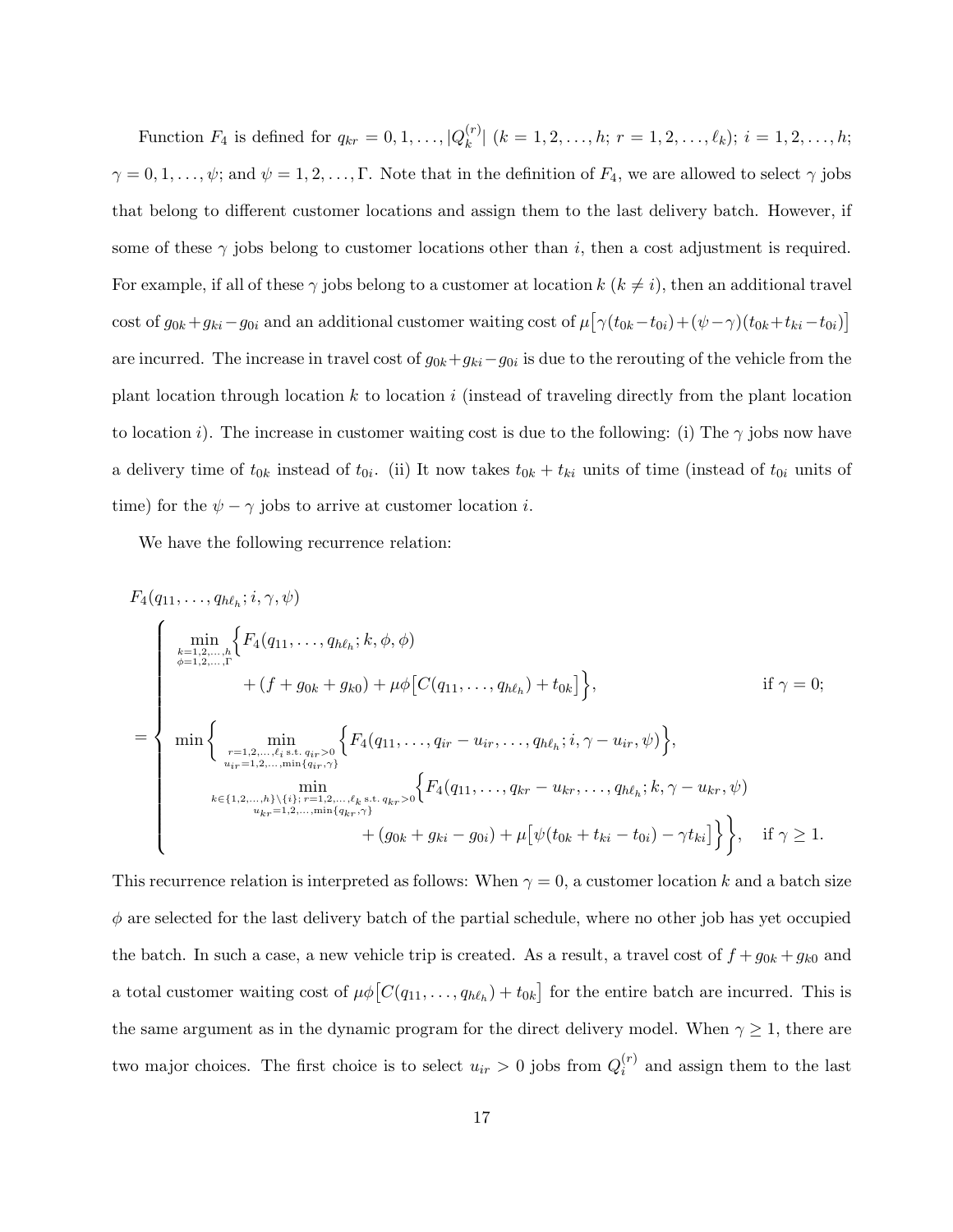Function $F_4$ is defined for $q_{kr} = 0, 1, \ldots, |Q_k^{(r)}|$ ($k = 1, 2, \ldots, h$; $r = 1, 2, \ldots, \ell_k$); $i = 1, 2, \ldots, h$; $\gamma = 0, 1, \ldots, \psi$; and $\psi = 1, 2, \ldots, \Gamma$. Note that in the definition of $F_4$, we are allowed to select $\gamma$ jobs that belong to different customer locations and assign them to the last delivery batch. However, if some of these $\gamma$ jobs belong to customer locations other than $i$, then a cost adjustment is required. For example, if all of these $\gamma$ jobs belong to a customer at location $k$ ($k \neq i$), then an additional travel cost of $g_{0k} + g_{ki} - g_{0i}$ and an additional customer waiting cost of $\mu\big[\gamma(t_{0k} - t_{0i}) + (\psi - \gamma)(t_{0k} + t_{ki} - t_{0i})\big]$ are incurred. The increase in travel cost of $g_{0k} + g_{ki} - g_{0i}$ is due to the rerouting of the vehicle from the plant location through location $k$ to location $i$ (instead of traveling directly from the plant location to location $i$). The increase in customer waiting cost is due to the following: (i) The $\gamma$ jobs now have a delivery time of $t_{0k}$ instead of $t_{0i}$. (ii) It now takes $t_{0k} + t_{ki}$ units of time (instead of $t_{0i}$ units of time) for the $\psi - \gamma$ jobs to arrive at customer location $i$.

We have the following recurrence relation:

$$
F_4(q_{11}, \ldots, q_{h\ell_h}; i, \gamma, \psi)
$$
$$
= \begin{cases}
\displaystyle \min_{\substack{k=1,2,\ldots,h \\ \phi=1,2,\ldots,\Gamma}} \Big\{ F_4(q_{11}, \ldots, q_{h\ell_h}; k, \phi, \phi) \\
\qquad\qquad + (f + g_{0k} + g_{k0}) + \mu\phi\big[C(q_{11}, \ldots, q_{h\ell_h}) + t_{0k}\big] \Big\}, & \text{if } \gamma = 0; \\[2ex]
\displaystyle \min\Big\{ \min_{\substack{r=1,2,\ldots,\ell_i \text{ s.t. } q_{ir}>0 \\ u_{ir}=1,2,\ldots,\min\{q_{ir},\gamma\}}} \Big\{ F_4(q_{11}, \ldots, q_{ir} - u_{ir}, \ldots, q_{h\ell_h}; i, \gamma - u_{ir}, \psi) \Big\}, \\
\qquad \displaystyle \min_{\substack{k\in\{1,2,\ldots,h\}\setminus\{i\};\, r=1,2,\ldots,\ell_k \text{ s.t. } q_{kr}>0 \\ u_{kr}=1,2,\ldots,\min\{q_{kr},\gamma\}}} \Big\{ F_4(q_{11}, \ldots, q_{kr} - u_{kr}, \ldots, q_{h\ell_h}; k, \gamma - u_{kr}, \psi) \\
\qquad\qquad + (g_{0k} + g_{ki} - g_{0i}) + \mu\big[\psi(t_{0k} + t_{ki} - t_{0i}) - \gamma t_{ki}\big] \Big\} \Big\}, & \text{if } \gamma \geq 1.
\end{cases}
$$

This recurrence relation is interpreted as follows: When $\gamma = 0$, a customer location $k$ and a batch size $\phi$ are selected for the last delivery batch of the partial schedule, where no other job has yet occupied the batch. In such a case, a new vehicle trip is created. As a result, a travel cost of $f + g_{0k} + g_{k0}$ and a total customer waiting cost of $\mu\phi\big[C(q_{11}, \ldots, q_{h\ell_h}) + t_{0k}\big]$ for the entire batch are incurred. This is the same argument as in the dynamic program for the direct delivery model. When $\gamma \geq 1$, there are two major choices. The first choice is to select $u_{ir} > 0$ jobs from $Q_i^{(r)}$ and assign them to the last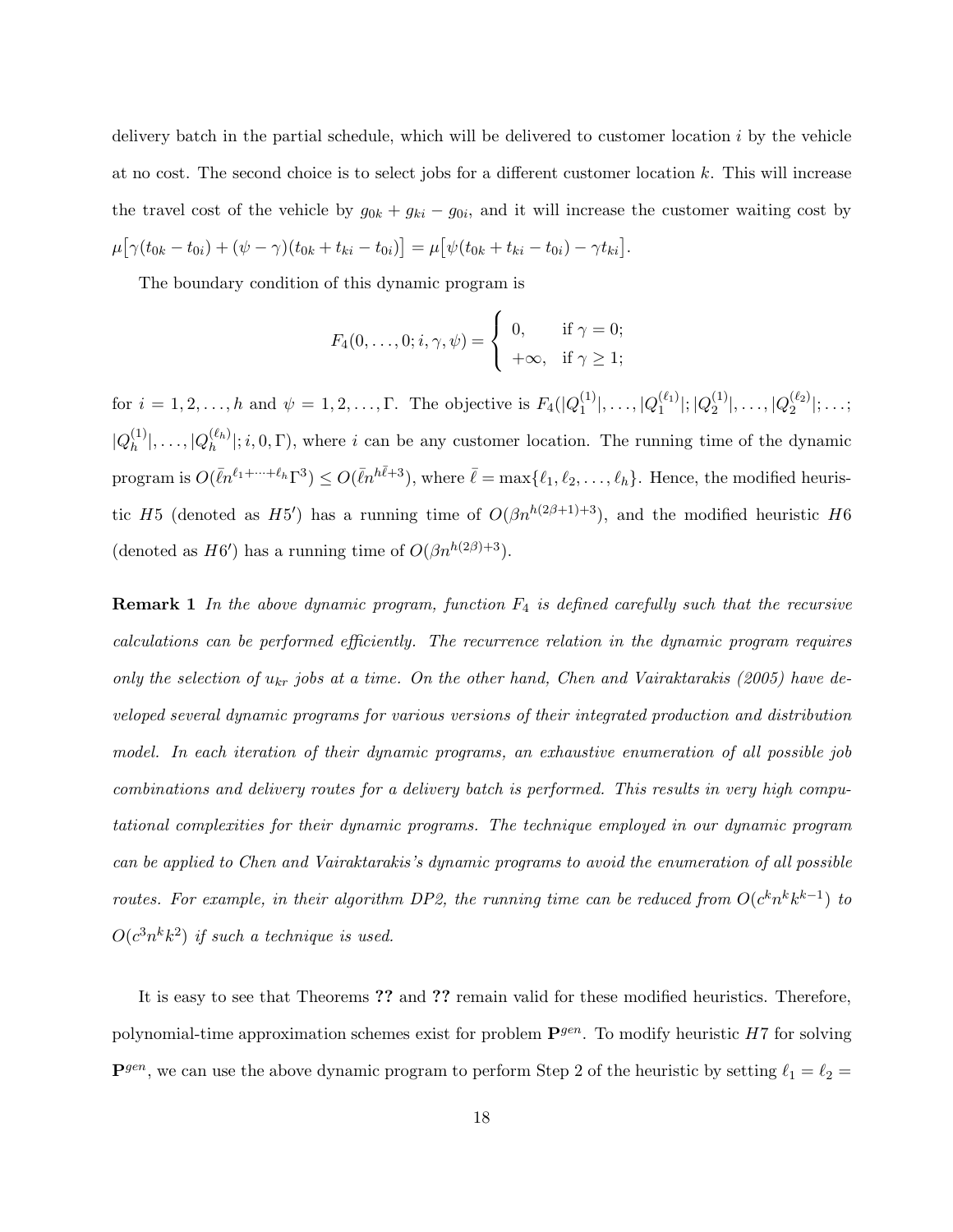delivery batch in the partial schedule, which will be delivered to customer location $i$ by the vehicle at no cost. The second choice is to select jobs for a different customer location $k$. This will increase the travel cost of the vehicle by $g_{0k} + g_{ki} - g_{0i}$, and it will increase the customer waiting cost by $\mu\big[\gamma(t_{0k} - t_{0i}) + (\psi - \gamma)(t_{0k} + t_{ki} - t_{0i})\big] = \mu\big[\psi(t_{0k} + t_{ki} - t_{0i}) - \gamma t_{ki}\big]$.

The boundary condition of this dynamic program is

$$F_4(0, \ldots, 0; i, \gamma, \psi) = \begin{cases} 0, & \text{if } \gamma = 0; \\ +\infty, & \text{if } \gamma \geq 1; \end{cases}$$

for $i = 1, 2, \ldots, h$ and $\psi = 1, 2, \ldots, \Gamma$. The objective is $F_4(|Q_1^{(1)}|, \ldots, |Q_1^{(\ell_1)}|; |Q_2^{(1)}|, \ldots, |Q_2^{(\ell_2)}|; \ldots; |Q_h^{(1)}|, \ldots, |Q_h^{(\ell_h)}|; i, 0, \Gamma)$, where $i$ can be any customer location. The running time of the dynamic program is $O(\bar{\ell} n^{\ell_1 + \cdots + \ell_h} \Gamma^3) \leq O(\bar{\ell} n^{h\bar{\ell}+3})$, where $\bar{\ell} = \max\{\ell_1, \ell_2, \ldots, \ell_h\}$. Hence, the modified heuristic $H5$ (denoted as $H5'$) has a running time of $O(\beta n^{h(2\beta+1)+3})$, and the modified heuristic $H6$ (denoted as $H6'$) has a running time of $O(\beta n^{h(2\beta)+3})$.

**Remark 1** *In the above dynamic program, function $F_4$ is defined carefully such that the recursive calculations can be performed efficiently. The recurrence relation in the dynamic program requires only the selection of $u_{kr}$ jobs at a time. On the other hand, Chen and Vairaktarakis (2005) have developed several dynamic programs for various versions of their integrated production and distribution model. In each iteration of their dynamic programs, an exhaustive enumeration of all possible job combinations and delivery routes for a delivery batch is performed. This results in very high computational complexities for their dynamic programs. The technique employed in our dynamic program can be applied to Chen and Vairaktarakis's dynamic programs to avoid the enumeration of all possible routes. For example, in their algorithm DP2, the running time can be reduced from $O(c^k n^k k^{k-1})$ to $O(c^3 n^k k^2)$ if such a technique is used.*

It is easy to see that Theorems **??** and **??** remain valid for these modified heuristics. Therefore, polynomial-time approximation schemes exist for problem $\mathbf{P}^{gen}$. To modify heuristic $H7$ for solving $\mathbf{P}^{gen}$, we can use the above dynamic program to perform Step 2 of the heuristic by setting $\ell_1 = \ell_2 =$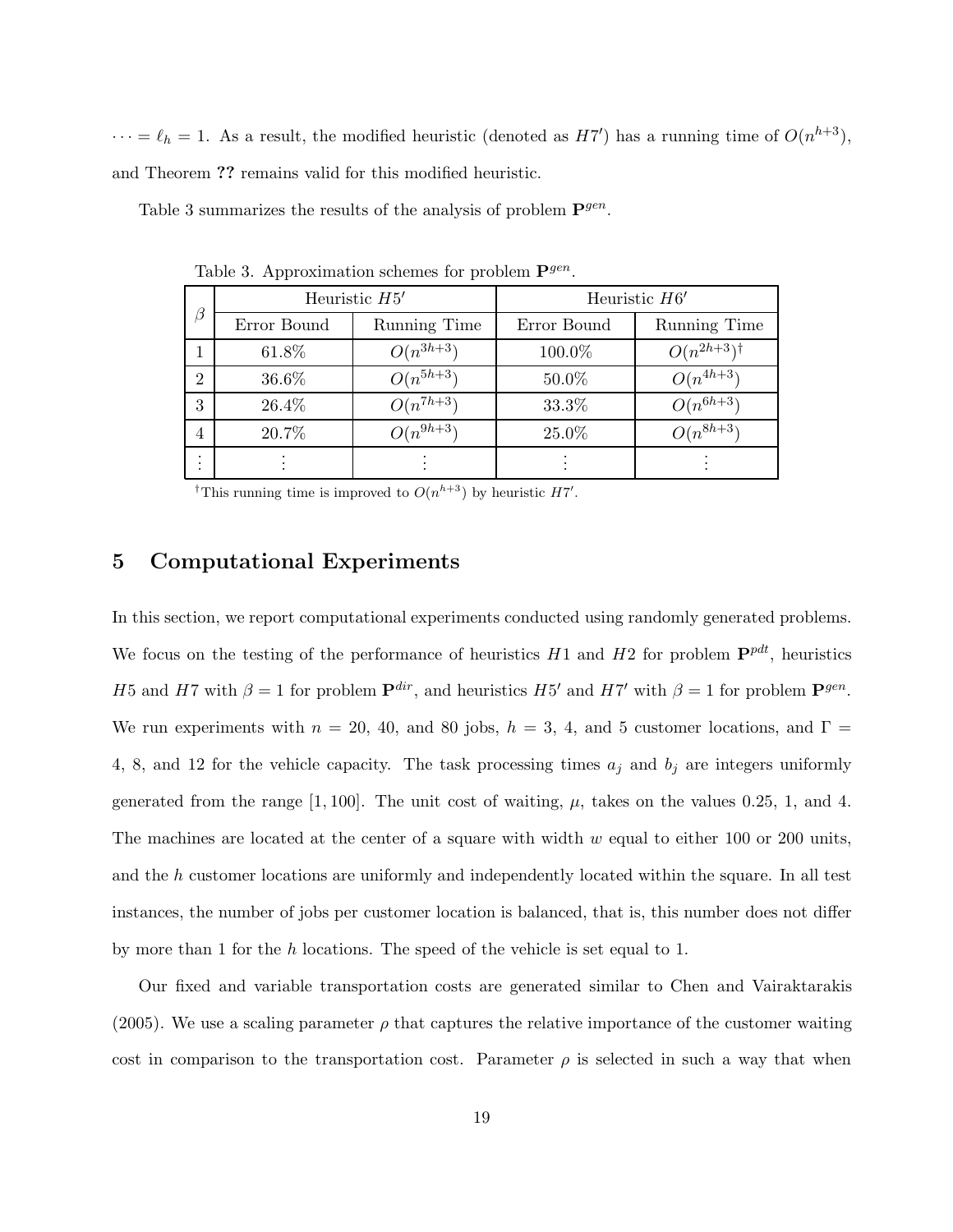$\cdots = \ell_h = 1$. As a result, the modified heuristic (denoted as $H7'$) has a running time of $O(n^{h+3})$, and Theorem ?? remains valid for this modified heuristic.

Table 3 summarizes the results of the analysis of problem $\mathbf{P}^{gen}$.

Table 3. Approximation schemes for problem $\mathbf{P}^{gen}$.

| $\beta$ | Heuristic $H5'$ | | Heuristic $H6'$ | |
|---|---|---|---|---|
| | Error Bound | Running Time | Error Bound | Running Time |
| 1 | 61.8% | $O(n^{3h+3})$ | 100.0% | $O(n^{2h+3})^{\dagger}$ |
| 2 | 36.6% | $O(n^{5h+3})$ | 50.0% | $O(n^{4h+3})$ |
| 3 | 26.4% | $O(n^{7h+3})$ | 33.3% | $O(n^{6h+3})$ |
| 4 | 20.7% | $O(n^{9h+3})$ | 25.0% | $O(n^{8h+3})$ |
| ⋮ | ⋮ | ⋮ | ⋮ | ⋮ |

$^{\dagger}$This running time is improved to $O(n^{h+3})$ by heuristic $H7'$.

## 5 Computational Experiments

In this section, we report computational experiments conducted using randomly generated problems. We focus on the testing of the performance of heuristics $H1$ and $H2$ for problem $\mathbf{P}^{pdt}$, heuristics $H5$ and $H7$ with $\beta = 1$ for problem $\mathbf{P}^{dir}$, and heuristics $H5'$ and $H7'$ with $\beta = 1$ for problem $\mathbf{P}^{gen}$. We run experiments with $n = 20$, 40, and 80 jobs, $h = 3$, 4, and 5 customer locations, and $\Gamma =$ 4, 8, and 12 for the vehicle capacity. The task processing times $a_j$ and $b_j$ are integers uniformly generated from the range $[1, 100]$. The unit cost of waiting, $\mu$, takes on the values 0.25, 1, and 4. The machines are located at the center of a square with width $w$ equal to either 100 or 200 units, and the $h$ customer locations are uniformly and independently located within the square. In all test instances, the number of jobs per customer location is balanced, that is, this number does not differ by more than 1 for the $h$ locations. The speed of the vehicle is set equal to 1.

Our fixed and variable transportation costs are generated similar to Chen and Vairaktarakis (2005). We use a scaling parameter $\rho$ that captures the relative importance of the customer waiting cost in comparison to the transportation cost. Parameter $\rho$ is selected in such a way that when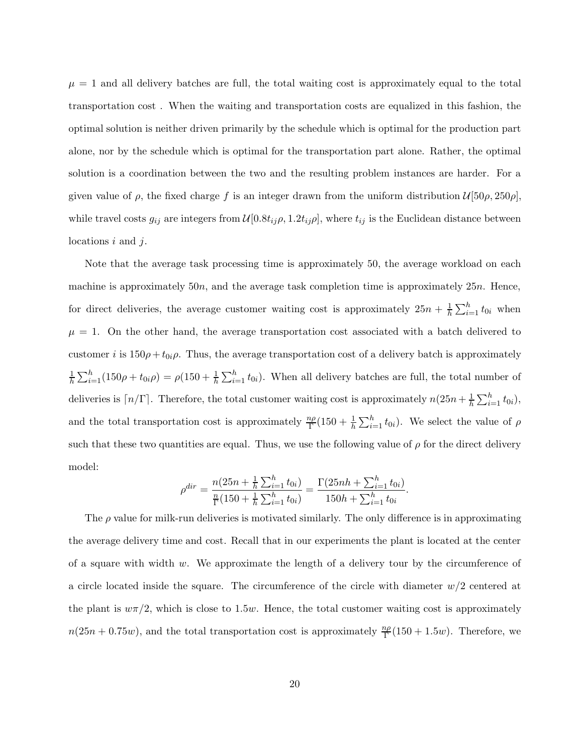$\mu = 1$ and all delivery batches are full, the total waiting cost is approximately equal to the total transportation cost . When the waiting and transportation costs are equalized in this fashion, the optimal solution is neither driven primarily by the schedule which is optimal for the production part alone, nor by the schedule which is optimal for the transportation part alone. Rather, the optimal solution is a coordination between the two and the resulting problem instances are harder. For a given value of $\rho$, the fixed charge $f$ is an integer drawn from the uniform distribution $\mathcal{U}[50\rho, 250\rho]$, while travel costs $g_{ij}$ are integers from $\mathcal{U}[0.8t_{ij}\rho, 1.2t_{ij}\rho]$, where $t_{ij}$ is the Euclidean distance between locations $i$ and $j$.

Note that the average task processing time is approximately 50, the average workload on each machine is approximately $50n$, and the average task completion time is approximately $25n$. Hence, for direct deliveries, the average customer waiting cost is approximately $25n + \frac{1}{h}\sum_{i=1}^{h} t_{0i}$ when $\mu = 1$. On the other hand, the average transportation cost associated with a batch delivered to customer $i$ is $150\rho + t_{0i}\rho$. Thus, the average transportation cost of a delivery batch is approximately $\frac{1}{h}\sum_{i=1}^{h}(150\rho + t_{0i}\rho) = \rho(150 + \frac{1}{h}\sum_{i=1}^{h} t_{0i})$. When all delivery batches are full, the total number of deliveries is $\lceil n/\Gamma \rceil$. Therefore, the total customer waiting cost is approximately $n(25n + \frac{1}{h}\sum_{i=1}^{h} t_{0i})$, and the total transportation cost is approximately $\frac{n\rho}{\Gamma}(150 + \frac{1}{h}\sum_{i=1}^{h} t_{0i})$. We select the value of $\rho$ such that these two quantities are equal. Thus, we use the following value of $\rho$ for the direct delivery model:

$$\rho^{dir} = \frac{n(25n + \frac{1}{h}\sum_{i=1}^{h} t_{0i})}{\frac{n}{\Gamma}(150 + \frac{1}{h}\sum_{i=1}^{h} t_{0i})} = \frac{\Gamma(25nh + \sum_{i=1}^{h} t_{0i})}{150h + \sum_{i=1}^{h} t_{0i}}.$$

The $\rho$ value for milk-run deliveries is motivated similarly. The only difference is in approximating the average delivery time and cost. Recall that in our experiments the plant is located at the center of a square with width $w$. We approximate the length of a delivery tour by the circumference of a circle located inside the square. The circumference of the circle with diameter $w/2$ centered at the plant is $w\pi/2$, which is close to $1.5w$. Hence, the total customer waiting cost is approximately $n(25n + 0.75w)$, and the total transportation cost is approximately $\frac{n\rho}{\Gamma}(150 + 1.5w)$. Therefore, we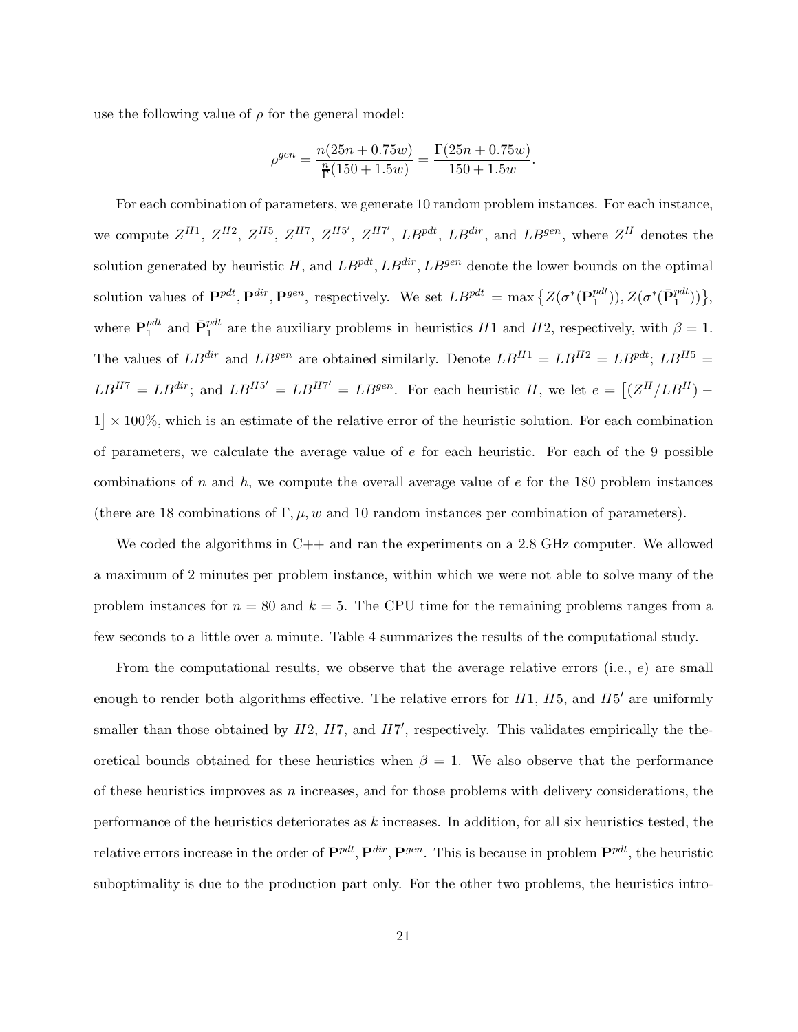use the following value of $\rho$ for the general model:

$$\rho^{gen} = \frac{n(25n + 0.75w)}{\frac{n}{\Gamma}(150 + 1.5w)} = \frac{\Gamma(25n + 0.75w)}{150 + 1.5w}.$$

For each combination of parameters, we generate 10 random problem instances. For each instance, we compute $Z^{H1}$, $Z^{H2}$, $Z^{H5}$, $Z^{H7}$, $Z^{H5'}$, $Z^{H7'}$, $LB^{pdt}$, $LB^{dir}$, and $LB^{gen}$, where $Z^H$ denotes the solution generated by heuristic $H$, and $LB^{pdt}, LB^{dir}, LB^{gen}$ denote the lower bounds on the optimal solution values of $\mathbf{P}^{pdt}, \mathbf{P}^{dir}, \mathbf{P}^{gen}$, respectively. We set $LB^{pdt} = \max\{Z(\sigma^*(\mathbf{P}_1^{pdt})), Z(\sigma^*(\bar{\mathbf{P}}_1^{pdt}))\}$, where $\mathbf{P}_1^{pdt}$ and $\bar{\mathbf{P}}_1^{pdt}$ are the auxiliary problems in heuristics $H1$ and $H2$, respectively, with $\beta = 1$. The values of $LB^{dir}$ and $LB^{gen}$ are obtained similarly. Denote $LB^{H1} = LB^{H2} = LB^{pdt}$; $LB^{H5} = LB^{H7} = LB^{dir}$; and $LB^{H5'} = LB^{H7'} = LB^{gen}$. For each heuristic $H$, we let $e = \left[(Z^H/LB^H) - 1\right] \times 100\%$, which is an estimate of the relative error of the heuristic solution. For each combination of parameters, we calculate the average value of $e$ for each heuristic. For each of the 9 possible combinations of $n$ and $h$, we compute the overall average value of $e$ for the 180 problem instances (there are 18 combinations of $\Gamma, \mu, w$ and 10 random instances per combination of parameters).

We coded the algorithms in C++ and ran the experiments on a 2.8 GHz computer. We allowed a maximum of 2 minutes per problem instance, within which we were not able to solve many of the problem instances for $n = 80$ and $k = 5$. The CPU time for the remaining problems ranges from a few seconds to a little over a minute. Table 4 summarizes the results of the computational study.

From the computational results, we observe that the average relative errors (i.e., $e$) are small enough to render both algorithms effective. The relative errors for $H1$, $H5$, and $H5'$ are uniformly smaller than those obtained by $H2$, $H7$, and $H7'$, respectively. This validates empirically the theoretical bounds obtained for these heuristics when $\beta = 1$. We also observe that the performance of these heuristics improves as $n$ increases, and for those problems with delivery considerations, the performance of the heuristics deteriorates as $k$ increases. In addition, for all six heuristics tested, the relative errors increase in the order of $\mathbf{P}^{pdt}, \mathbf{P}^{dir}, \mathbf{P}^{gen}$. This is because in problem $\mathbf{P}^{pdt}$, the heuristic suboptimality is due to the production part only. For the other two problems, the heuristics intro-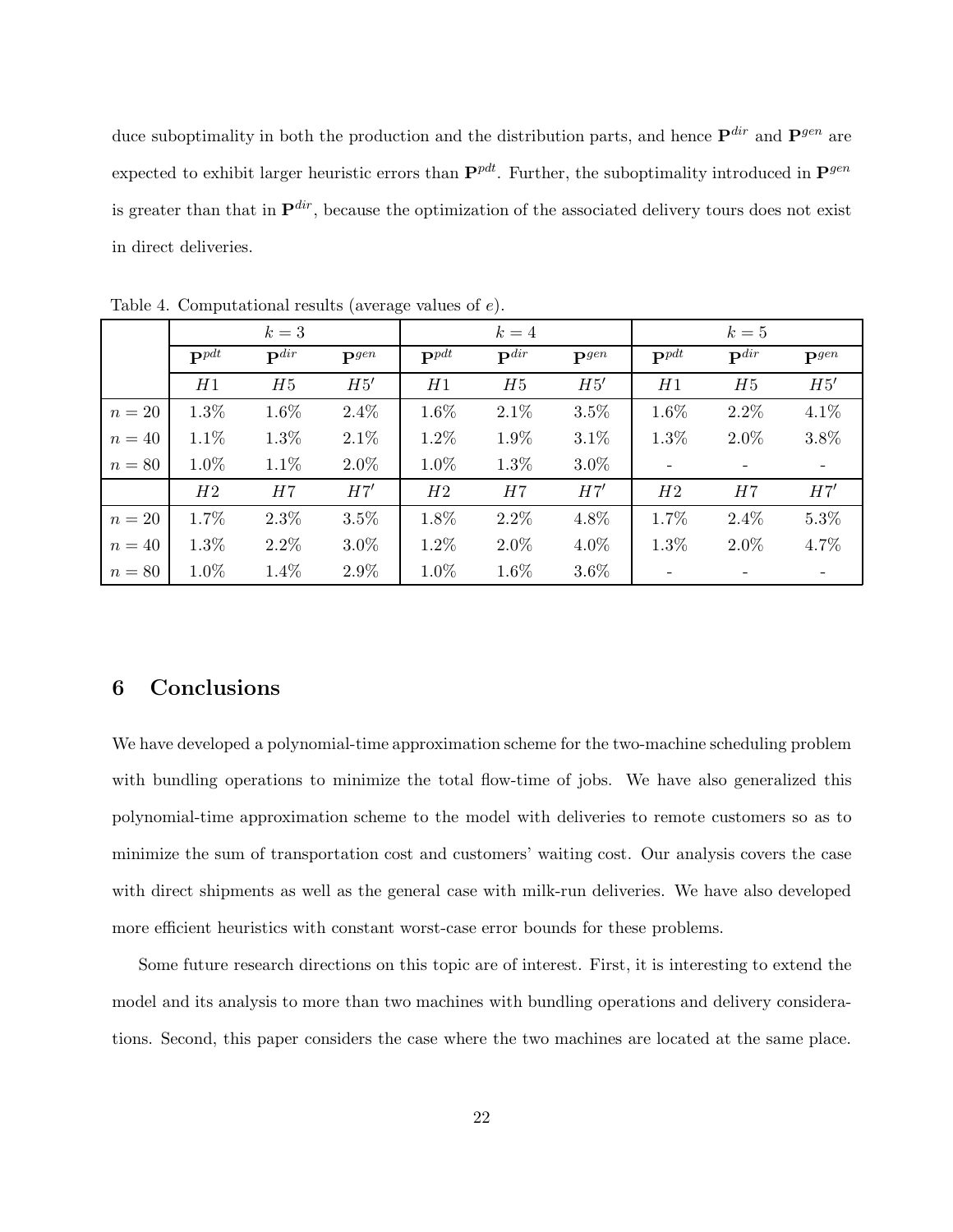duce suboptimality in both the production and the distribution parts, and hence $\mathbf{P}^{dir}$ and $\mathbf{P}^{gen}$ are expected to exhibit larger heuristic errors than $\mathbf{P}^{pdt}$. Further, the suboptimality introduced in $\mathbf{P}^{gen}$ is greater than that in $\mathbf{P}^{dir}$, because the optimization of the associated delivery tours does not exist in direct deliveries.

Table 4. Computational results (average values of $e$).

| | $k=3$ | | | $k=4$ | | | $k=5$ | | |
|---|---|---|---|---|---|---|---|---|---|
| | $\mathbf{P}^{pdt}$ | $\mathbf{P}^{dir}$ | $\mathbf{P}^{gen}$ | $\mathbf{P}^{pdt}$ | $\mathbf{P}^{dir}$ | $\mathbf{P}^{gen}$ | $\mathbf{P}^{pdt}$ | $\mathbf{P}^{dir}$ | $\mathbf{P}^{gen}$ |
| | $H1$ | $H5$ | $H5'$ | $H1$ | $H5$ | $H5'$ | $H1$ | $H5$ | $H5'$ |
| $n=20$ | 1.3% | 1.6% | 2.4% | 1.6% | 2.1% | 3.5% | 1.6% | 2.2% | 4.1% |
| $n=40$ | 1.1% | 1.3% | 2.1% | 1.2% | 1.9% | 3.1% | 1.3% | 2.0% | 3.8% |
| $n=80$ | 1.0% | 1.1% | 2.0% | 1.0% | 1.3% | 3.0% | - | - | - |
| | $H2$ | $H7$ | $H7'$ | $H2$ | $H7$ | $H7'$ | $H2$ | $H7$ | $H7'$ |
| $n=20$ | 1.7% | 2.3% | 3.5% | 1.8% | 2.2% | 4.8% | 1.7% | 2.4% | 5.3% |
| $n=40$ | 1.3% | 2.2% | 3.0% | 1.2% | 2.0% | 4.0% | 1.3% | 2.0% | 4.7% |
| $n=80$ | 1.0% | 1.4% | 2.9% | 1.0% | 1.6% | 3.6% | - | - | - |

## 6 Conclusions

We have developed a polynomial-time approximation scheme for the two-machine scheduling problem with bundling operations to minimize the total flow-time of jobs. We have also generalized this polynomial-time approximation scheme to the model with deliveries to remote customers so as to minimize the sum of transportation cost and customers' waiting cost. Our analysis covers the case with direct shipments as well as the general case with milk-run deliveries. We have also developed more efficient heuristics with constant worst-case error bounds for these problems.

Some future research directions on this topic are of interest. First, it is interesting to extend the model and its analysis to more than two machines with bundling operations and delivery considerations. Second, this paper considers the case where the two machines are located at the same place.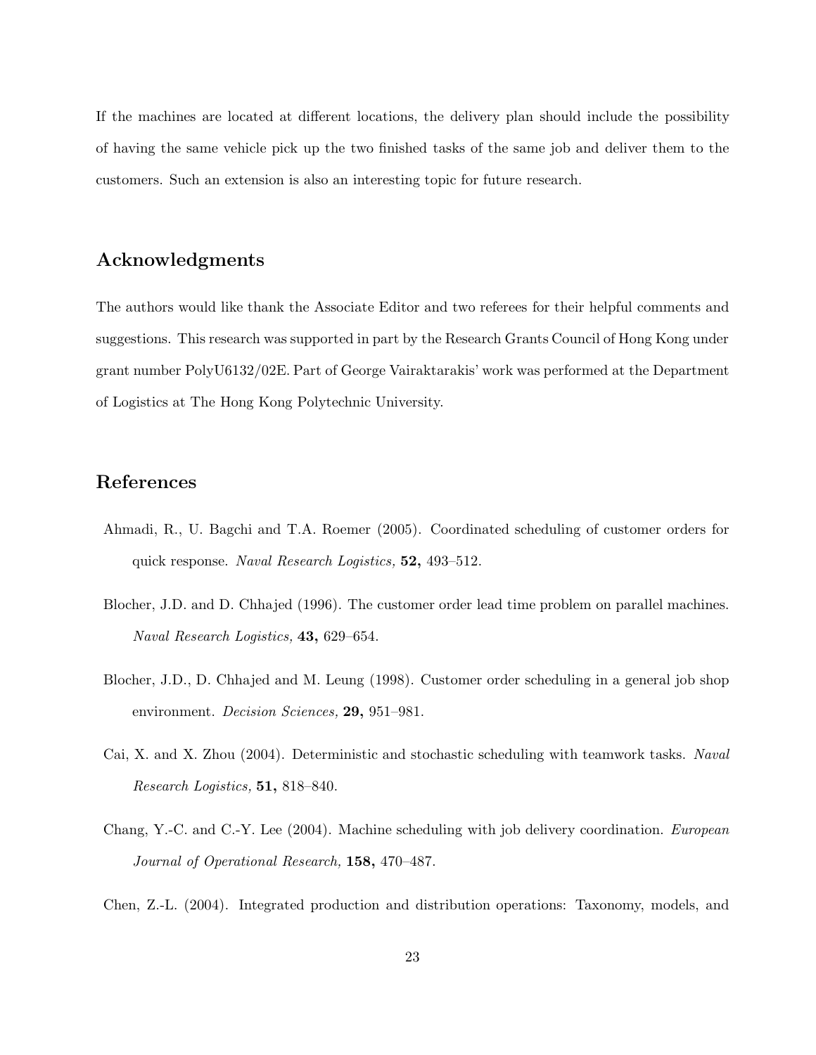If the machines are located at different locations, the delivery plan should include the possibility of having the same vehicle pick up the two finished tasks of the same job and deliver them to the customers. Such an extension is also an interesting topic for future research.

## Acknowledgments

The authors would like thank the Associate Editor and two referees for their helpful comments and suggestions. This research was supported in part by the Research Grants Council of Hong Kong under grant number PolyU6132/02E. Part of George Vairaktarakis' work was performed at the Department of Logistics at The Hong Kong Polytechnic University.

## References

Ahmadi, R., U. Bagchi and T.A. Roemer (2005). Coordinated scheduling of customer orders for quick response. *Naval Research Logistics,* **52,** 493–512.

Blocher, J.D. and D. Chhajed (1996). The customer order lead time problem on parallel machines. *Naval Research Logistics,* **43,** 629–654.

Blocher, J.D., D. Chhajed and M. Leung (1998). Customer order scheduling in a general job shop environment. *Decision Sciences,* **29,** 951–981.

Cai, X. and X. Zhou (2004). Deterministic and stochastic scheduling with teamwork tasks. *Naval Research Logistics,* **51,** 818–840.

Chang, Y.-C. and C.-Y. Lee (2004). Machine scheduling with job delivery coordination. *European Journal of Operational Research,* **158,** 470–487.

Chen, Z.-L. (2004). Integrated production and distribution operations: Taxonomy, models, and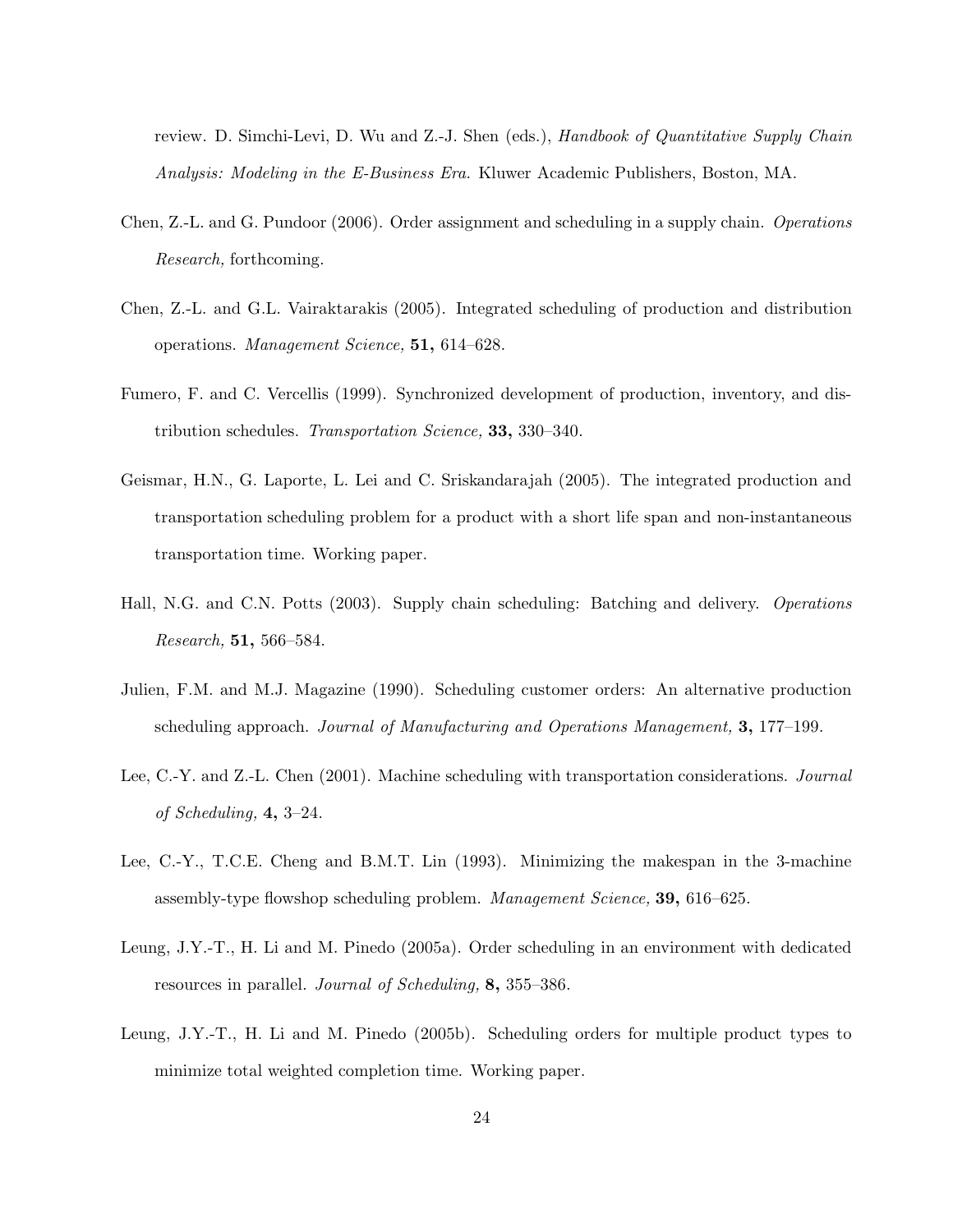review. D. Simchi-Levi, D. Wu and Z.-J. Shen (eds.), *Handbook of Quantitative Supply Chain Analysis: Modeling in the E-Business Era.* Kluwer Academic Publishers, Boston, MA.

Chen, Z.-L. and G. Pundoor (2006). Order assignment and scheduling in a supply chain. *Operations Research,* forthcoming.

Chen, Z.-L. and G.L. Vairaktarakis (2005). Integrated scheduling of production and distribution operations. *Management Science,* **51,** 614–628.

Fumero, F. and C. Vercellis (1999). Synchronized development of production, inventory, and distribution schedules. *Transportation Science,* **33,** 330–340.

Geismar, H.N., G. Laporte, L. Lei and C. Sriskandarajah (2005). The integrated production and transportation scheduling problem for a product with a short life span and non-instantaneous transportation time. Working paper.

Hall, N.G. and C.N. Potts (2003). Supply chain scheduling: Batching and delivery. *Operations Research,* **51,** 566–584.

Julien, F.M. and M.J. Magazine (1990). Scheduling customer orders: An alternative production scheduling approach. *Journal of Manufacturing and Operations Management,* **3,** 177–199.

Lee, C.-Y. and Z.-L. Chen (2001). Machine scheduling with transportation considerations. *Journal of Scheduling,* **4,** 3–24.

Lee, C.-Y., T.C.E. Cheng and B.M.T. Lin (1993). Minimizing the makespan in the 3-machine assembly-type flowshop scheduling problem. *Management Science,* **39,** 616–625.

Leung, J.Y.-T., H. Li and M. Pinedo (2005a). Order scheduling in an environment with dedicated resources in parallel. *Journal of Scheduling,* **8,** 355–386.

Leung, J.Y.-T., H. Li and M. Pinedo (2005b). Scheduling orders for multiple product types to minimize total weighted completion time. Working paper.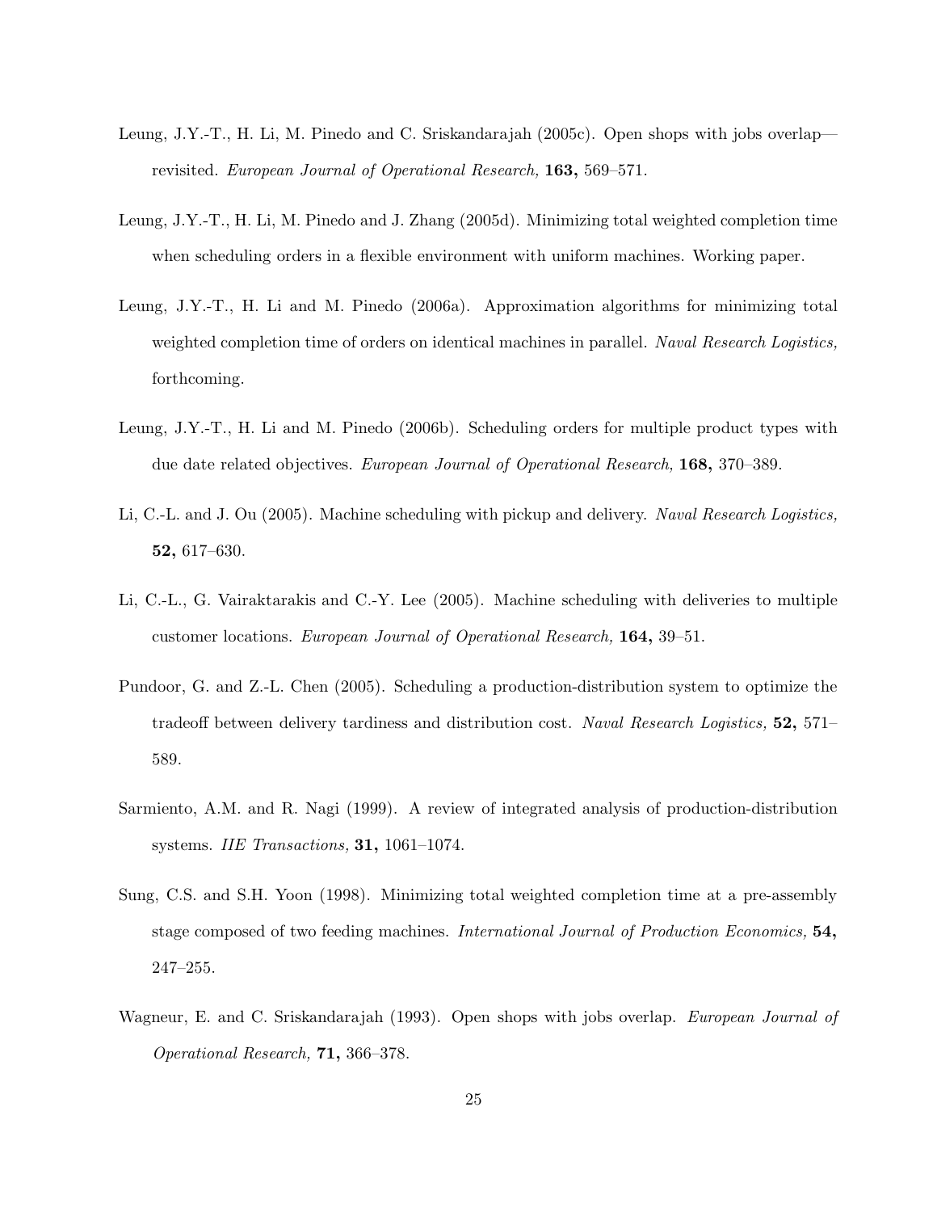Leung, J.Y.-T., H. Li, M. Pinedo and C. Sriskandarajah (2005c). Open shops with jobs overlap—revisited. *European Journal of Operational Research,* **163,** 569–571.

Leung, J.Y.-T., H. Li, M. Pinedo and J. Zhang (2005d). Minimizing total weighted completion time when scheduling orders in a flexible environment with uniform machines. Working paper.

Leung, J.Y.-T., H. Li and M. Pinedo (2006a). Approximation algorithms for minimizing total weighted completion time of orders on identical machines in parallel. *Naval Research Logistics,* forthcoming.

Leung, J.Y.-T., H. Li and M. Pinedo (2006b). Scheduling orders for multiple product types with due date related objectives. *European Journal of Operational Research,* **168,** 370–389.

Li, C.-L. and J. Ou (2005). Machine scheduling with pickup and delivery. *Naval Research Logistics,* **52,** 617–630.

Li, C.-L., G. Vairaktarakis and C.-Y. Lee (2005). Machine scheduling with deliveries to multiple customer locations. *European Journal of Operational Research,* **164,** 39–51.

Pundoor, G. and Z.-L. Chen (2005). Scheduling a production-distribution system to optimize the tradeoff between delivery tardiness and distribution cost. *Naval Research Logistics,* **52,** 571–589.

Sarmiento, A.M. and R. Nagi (1999). A review of integrated analysis of production-distribution systems. *IIE Transactions,* **31,** 1061–1074.

Sung, C.S. and S.H. Yoon (1998). Minimizing total weighted completion time at a pre-assembly stage composed of two feeding machines. *International Journal of Production Economics,* **54,** 247–255.

Wagneur, E. and C. Sriskandarajah (1993). Open shops with jobs overlap. *European Journal of Operational Research,* **71,** 366–378.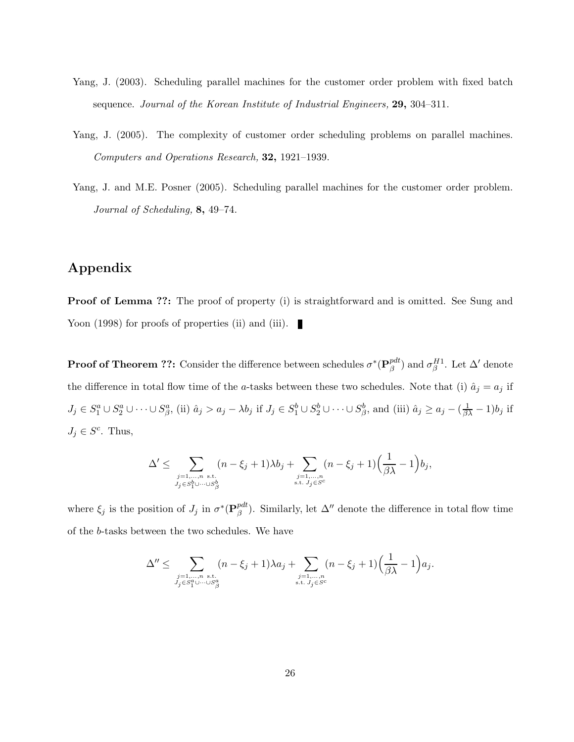Yang, J. (2003). Scheduling parallel machines for the customer order problem with fixed batch sequence. *Journal of the Korean Institute of Industrial Engineers,* **29,** 304–311.

Yang, J. (2005). The complexity of customer order scheduling problems on parallel machines. *Computers and Operations Research,* **32,** 1921–1939.

Yang, J. and M.E. Posner (2005). Scheduling parallel machines for the customer order problem. *Journal of Scheduling,* **8,** 49–74.

## Appendix

**Proof of Lemma ??:** The proof of property (i) is straightforward and is omitted. See Sung and Yoon (1998) for proofs of properties (ii) and (iii). ∎

**Proof of Theorem ??:** Consider the difference between schedules $\sigma^*(\mathbf{P}_\beta^{pdt})$ and $\sigma_\beta^{H1}$. Let $\Delta'$ denote the difference in total flow time of the $a$-tasks between these two schedules. Note that (i) $\hat{a}_j = a_j$ if $J_j \in S_1^a \cup S_2^a \cup \cdots \cup S_\beta^a$, (ii) $\hat{a}_j > a_j - \lambda b_j$ if $J_j \in S_1^b \cup S_2^b \cup \cdots \cup S_\beta^b$, and (iii) $\hat{a}_j \geq a_j - (\frac{1}{\beta\lambda} - 1)b_j$ if $J_j \in S^c$. Thus,

$$\Delta' \leq \sum_{\substack{j=1,\ldots,n \text{ s.t.} \\ J_j \in S_1^b \cup \cdots \cup S_\beta^b}} (n - \xi_j + 1)\lambda b_j + \sum_{\substack{j=1,\ldots,n \\ \text{s.t. } J_j \in S^c}} (n - \xi_j + 1)\Big(\frac{1}{\beta\lambda} - 1\Big)b_j,$$

where $\xi_j$ is the position of $J_j$ in $\sigma^*(\mathbf{P}_\beta^{pdt})$. Similarly, let $\Delta''$ denote the difference in total flow time of the $b$-tasks between the two schedules. We have

$$\Delta'' \leq \sum_{\substack{j=1,\ldots,n \text{ s.t.} \\ J_j \in S_1^a \cup \cdots \cup S_\beta^a}} (n - \xi_j + 1)\lambda a_j + \sum_{\substack{j=1,\ldots,n \\ \text{s.t. } J_j \in S^c}} (n - \xi_j + 1)\Big(\frac{1}{\beta\lambda} - 1\Big)a_j.$$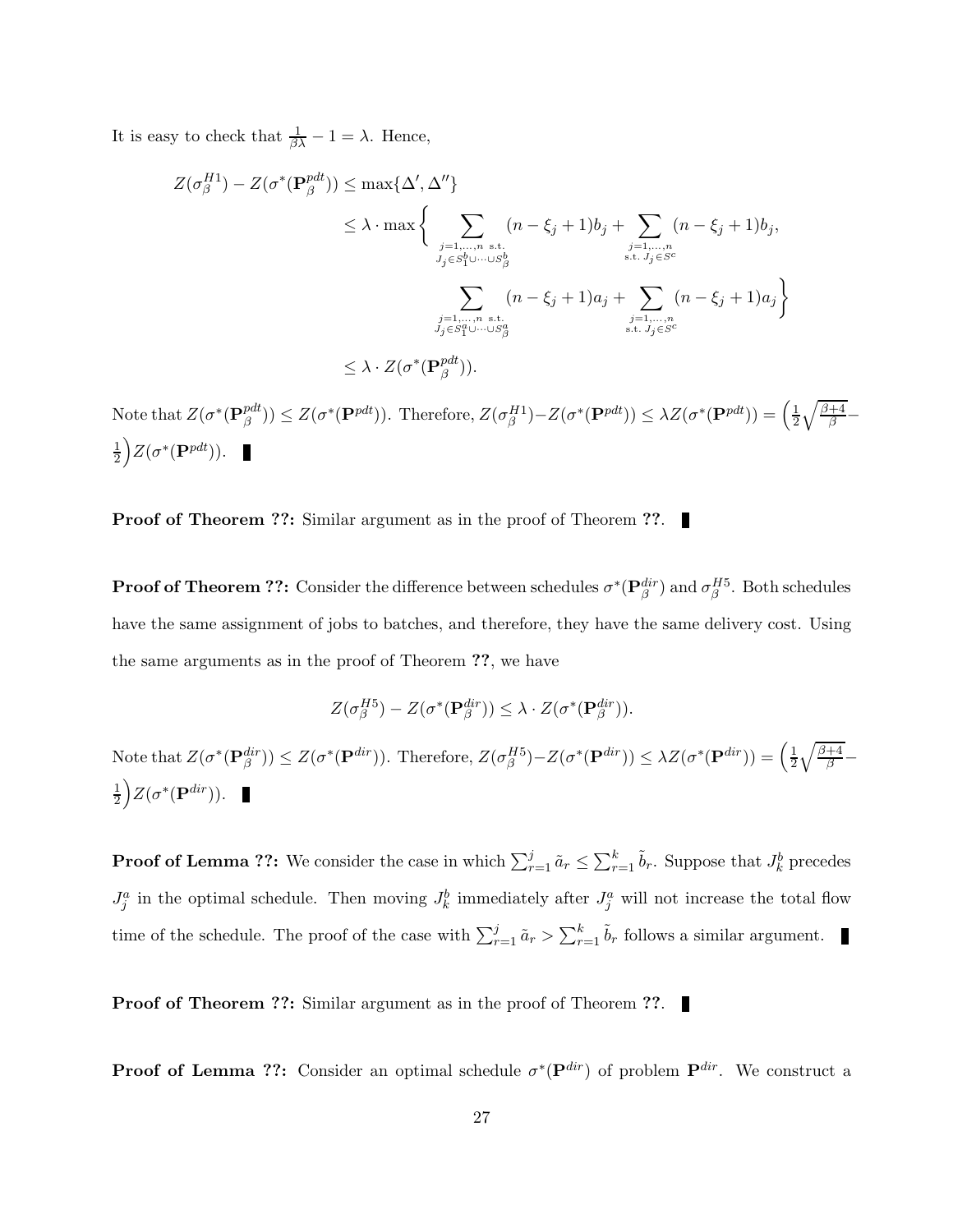It is easy to check that $\frac{1}{\beta\lambda} - 1 = \lambda$. Hence,

$$
\begin{aligned}
Z(\sigma_\beta^{H1}) - Z(\sigma^*(\mathbf{P}_\beta^{pdt})) &\leq \max\{\Delta', \Delta''\} \\
&\leq \lambda \cdot \max\Bigg\{ \sum_{\substack{j=1,\ldots,n \text{ s.t.} \\ J_j \in S_1^b \cup \cdots \cup S_\beta^b}} (n - \xi_j + 1) b_j + \sum_{\substack{j=1,\ldots,n \\ \text{s.t. } J_j \in S^c}} (n - \xi_j + 1) b_j, \\
&\qquad\qquad \sum_{\substack{j=1,\ldots,n \text{ s.t.} \\ J_j \in S_1^a \cup \cdots \cup S_\beta^a}} (n - \xi_j + 1) a_j + \sum_{\substack{j=1,\ldots,n \\ \text{s.t. } J_j \in S^c}} (n - \xi_j + 1) a_j \Bigg\} \\
&\leq \lambda \cdot Z(\sigma^*(\mathbf{P}_\beta^{pdt})).
\end{aligned}
$$

Note that $Z(\sigma^*(\mathbf{P}_\beta^{pdt})) \leq Z(\sigma^*(\mathbf{P}^{pdt}))$. Therefore, $Z(\sigma_\beta^{H1}) - Z(\sigma^*(\mathbf{P}^{pdt})) \leq \lambda Z(\sigma^*(\mathbf{P}^{pdt})) = \Big(\frac{1}{2}\sqrt{\frac{\beta+4}{\beta}} - \frac{1}{2}\Big) Z(\sigma^*(\mathbf{P}^{pdt}))$. ∎

**Proof of Theorem ??:** Similar argument as in the proof of Theorem **??**. ∎

**Proof of Theorem ??:** Consider the difference between schedules $\sigma^*(\mathbf{P}_\beta^{dir})$ and $\sigma_\beta^{H5}$. Both schedules have the same assignment of jobs to batches, and therefore, they have the same delivery cost. Using the same arguments as in the proof of Theorem **??**, we have

$$Z(\sigma_\beta^{H5}) - Z(\sigma^*(\mathbf{P}_\beta^{dir})) \leq \lambda \cdot Z(\sigma^*(\mathbf{P}_\beta^{dir})).$$

Note that $Z(\sigma^*(\mathbf{P}_\beta^{dir})) \leq Z(\sigma^*(\mathbf{P}^{dir}))$. Therefore, $Z(\sigma_\beta^{H5}) - Z(\sigma^*(\mathbf{P}^{dir})) \leq \lambda Z(\sigma^*(\mathbf{P}^{dir})) = \Big(\frac{1}{2}\sqrt{\frac{\beta+4}{\beta}} - \frac{1}{2}\Big) Z(\sigma^*(\mathbf{P}^{dir}))$. ∎

**Proof of Lemma ??:** We consider the case in which $\sum_{r=1}^{j} \tilde{a}_r \leq \sum_{r=1}^{k} \tilde{b}_r$. Suppose that $J_k^b$ precedes $J_j^a$ in the optimal schedule. Then moving $J_k^b$ immediately after $J_j^a$ will not increase the total flow time of the schedule. The proof of the case with $\sum_{r=1}^{j} \tilde{a}_r > \sum_{r=1}^{k} \tilde{b}_r$ follows a similar argument. ∎

**Proof of Theorem ??:** Similar argument as in the proof of Theorem **??**. ∎

**Proof of Lemma ??:** Consider an optimal schedule $\sigma^*(\mathbf{P}^{dir})$ of problem $\mathbf{P}^{dir}$. We construct a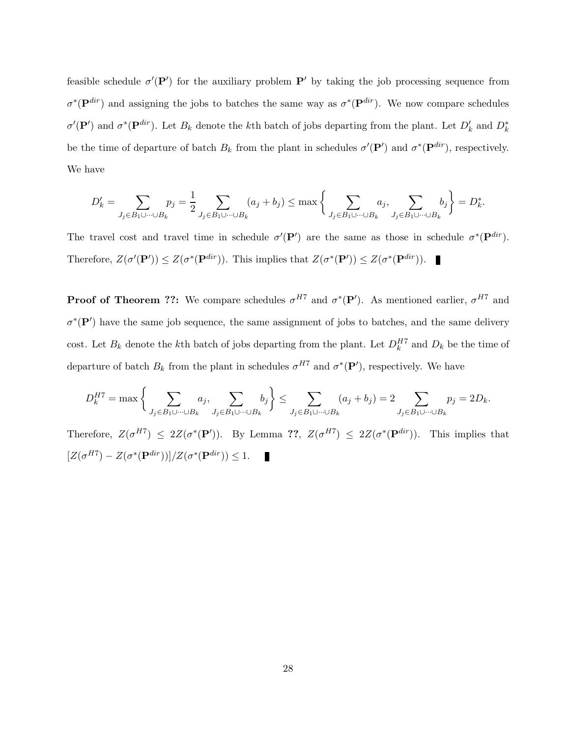feasible schedule $\sigma'(\mathbf{P'})$ for the auxiliary problem $\mathbf{P'}$ by taking the job processing sequence from $\sigma^*(\mathbf{P}^{dir})$ and assigning the jobs to batches the same way as $\sigma^*(\mathbf{P}^{dir})$. We now compare schedules $\sigma'(\mathbf{P'})$ and $\sigma^*(\mathbf{P}^{dir})$. Let $B_k$ denote the $k$th batch of jobs departing from the plant. Let $D'_k$ and $D^*_k$ be the time of departure of batch $B_k$ from the plant in schedules $\sigma'(\mathbf{P'})$ and $\sigma^*(\mathbf{P}^{dir})$, respectively. We have

$$D'_k = \sum_{J_j \in B_1 \cup \cdots \cup B_k} p_j = \frac{1}{2} \sum_{J_j \in B_1 \cup \cdots \cup B_k} (a_j + b_j) \leq \max \left\{ \sum_{J_j \in B_1 \cup \cdots \cup B_k} a_j, \sum_{J_j \in B_1 \cup \cdots \cup B_k} b_j \right\} = D^*_k.$$

The travel cost and travel time in schedule $\sigma'(\mathbf{P'})$ are the same as those in schedule $\sigma^*(\mathbf{P}^{dir})$. Therefore, $Z(\sigma'(\mathbf{P'})) \leq Z(\sigma^*(\mathbf{P}^{dir}))$. This implies that $Z(\sigma^*(\mathbf{P'})) \leq Z(\sigma^*(\mathbf{P}^{dir}))$. ∎

**Proof of Theorem ??:** We compare schedules $\sigma^{H7}$ and $\sigma^*(\mathbf{P'})$. As mentioned earlier, $\sigma^{H7}$ and $\sigma^*(\mathbf{P'})$ have the same job sequence, the same assignment of jobs to batches, and the same delivery cost. Let $B_k$ denote the $k$th batch of jobs departing from the plant. Let $D^{H7}_k$ and $D_k$ be the time of departure of batch $B_k$ from the plant in schedules $\sigma^{H7}$ and $\sigma^*(\mathbf{P'})$, respectively. We have

$$D^{H7}_k = \max \left\{ \sum_{J_j \in B_1 \cup \cdots \cup B_k} a_j, \sum_{J_j \in B_1 \cup \cdots \cup B_k} b_j \right\} \leq \sum_{J_j \in B_1 \cup \cdots \cup B_k} (a_j + b_j) = 2 \sum_{J_j \in B_1 \cup \cdots \cup B_k} p_j = 2D_k.$$

Therefore, $Z(\sigma^{H7}) \leq 2Z(\sigma^*(\mathbf{P'}))$. By Lemma **??**, $Z(\sigma^{H7}) \leq 2Z(\sigma^*(\mathbf{P}^{dir}))$. This implies that $[Z(\sigma^{H7}) - Z(\sigma^*(\mathbf{P}^{dir}))]/Z(\sigma^*(\mathbf{P}^{dir})) \leq 1$. ∎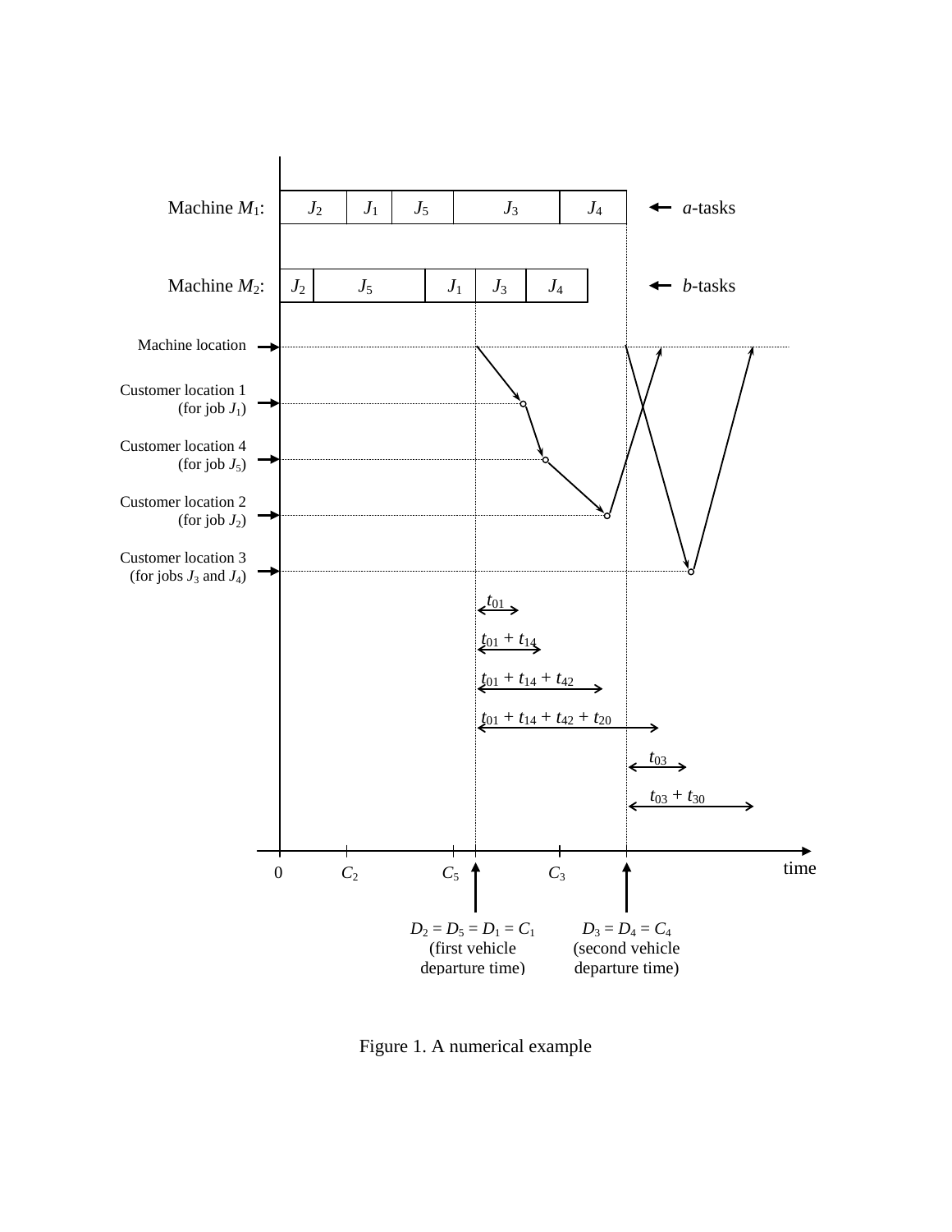Machine $M_1$: $J_2$ | $J_1$ | $J_5$ | $J_3$ | $J_4$ ← $a$-tasks

Machine $M_2$: $J_2$ | $J_5$ | $J_1$ | $J_3$ | $J_4$ ← $b$-tasks

Machine location

Customer location 1 (for job $J_1$)

Customer location 4 (for job $J_5$)

Customer location 2 (for job $J_2$)

Customer location 3 (for jobs $J_3$ and $J_4$)

$t_{01}$

$t_{01} + t_{14}$

$t_{01} + t_{14} + t_{42}$

$t_{01} + t_{14} + t_{42} + t_{20}$

$t_{03}$

$t_{03} + t_{30}$

0 $C_2$ $C_5$ $C_3$ time

$D_2 = D_5 = D_1 = C_1$ (first vehicle departure time)

$D_3 = D_4 = C_4$ (second vehicle departure time)

Figure 1. A numerical example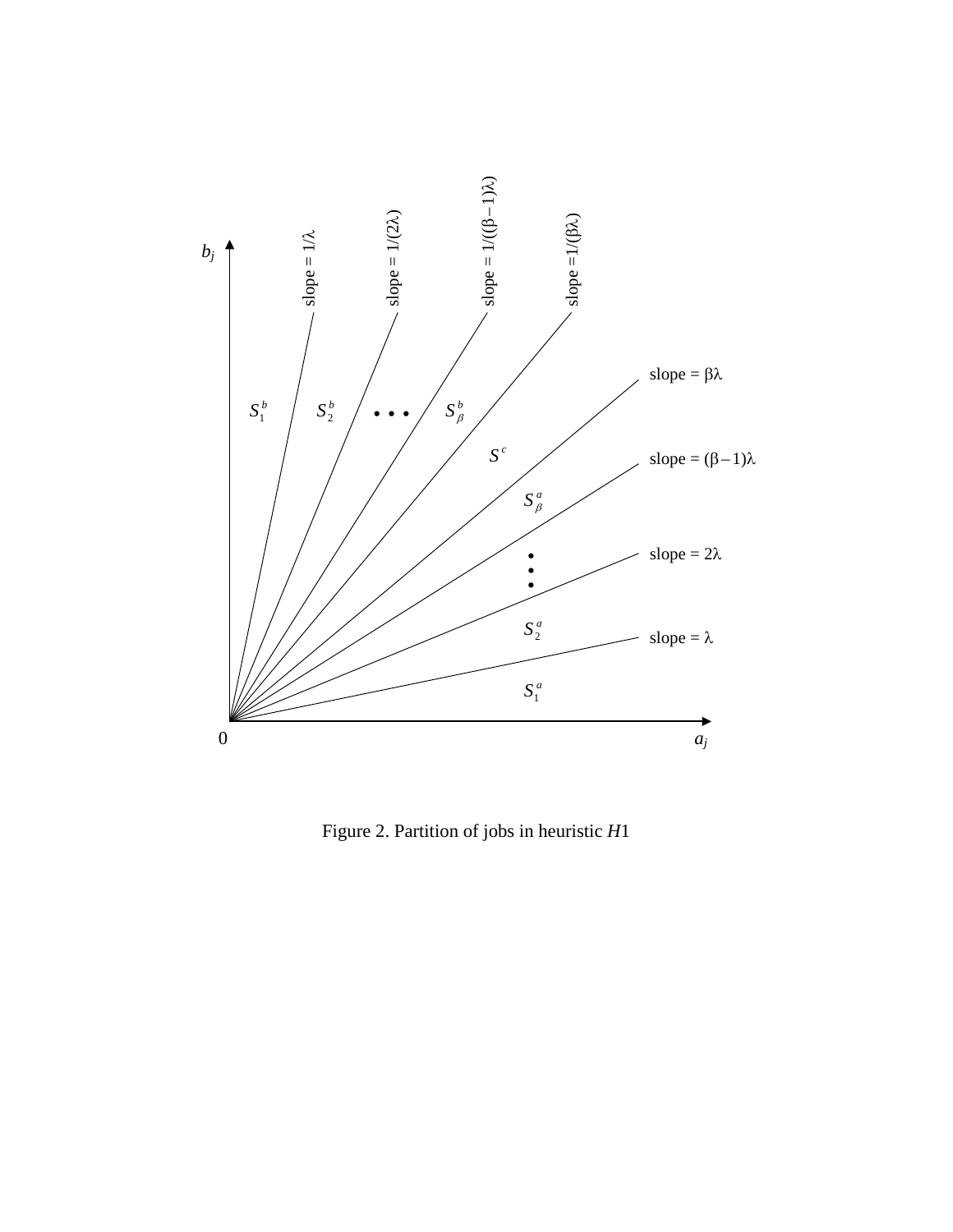$b_j$

slope = $1/\lambda$

slope = $1/(2\lambda)$

slope = $1/((\beta-1)\lambda)$

slope = $1/(\beta\lambda)$

slope = $\beta\lambda$

$S_1^b$ $S_2^b$ • • • $S_\beta^b$

$S^c$

slope = $(\beta-1)\lambda$

$S_\beta^a$

slope = $2\lambda$

$S_2^a$

slope = $\lambda$

$S_1^a$

0

$a_j$

Figure 2. Partition of jobs in heuristic $H1$